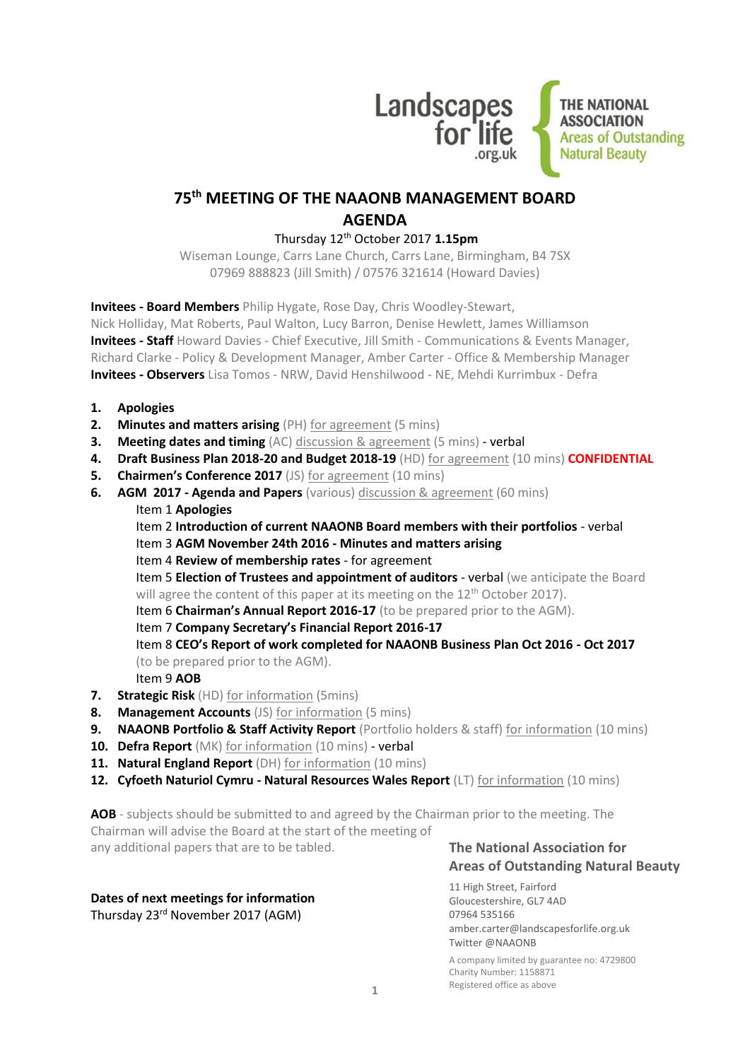Landscapes for life .org.uk

THE NATIONAL ASSOCIATION Areas of Outstanding Natural Beauty

# 75th MEETING OF THE NAAONB MANAGEMENT BOARD AGENDA

Thursday 12th October 2017 **1.15pm**

Wiseman Lounge, Carrs Lane Church, Carrs Lane, Birmingham, B4 7SX
07969 888823 (Jill Smith) / 07576 321614 (Howard Davies)

**Invitees - Board Members** Philip Hygate, Rose Day, Chris Woodley-Stewart, Nick Holliday, Mat Roberts, Paul Walton, Lucy Barron, Denise Hewlett, James Williamson
**Invitees - Staff** Howard Davies - Chief Executive, Jill Smith - Communications & Events Manager, Richard Clarke - Policy & Development Manager, Amber Carter - Office & Membership Manager
**Invitees - Observers** Lisa Tomos - NRW, David Henshilwood - NE, Mehdi Kurrimbux - Defra

1. **Apologies**
2. **Minutes and matters arising** (PH) for agreement (5 mins)
3. **Meeting dates and timing** (AC) discussion & agreement (5 mins) - verbal
4. **Draft Business Plan 2018-20 and Budget 2018-19** (HD) for agreement (10 mins) **CONFIDENTIAL**
5. **Chairmen's Conference 2017** (JS) for agreement (10 mins)
6. **AGM 2017 - Agenda and Papers** (various) discussion & agreement (60 mins)
   - Item 1 **Apologies**
   - Item 2 **Introduction of current NAAONB Board members with their portfolios** - verbal
   - Item 3 **AGM November 24th 2016 - Minutes and matters arising**
   - Item 4 **Review of membership rates** - for agreement
   - Item 5 **Election of Trustees and appointment of auditors** - verbal (we anticipate the Board will agree the content of this paper at its meeting on the 12th October 2017).
   - Item 6 **Chairman's Annual Report 2016-17** (to be prepared prior to the AGM).
   - Item 7 **Company Secretary's Financial Report 2016-17**
   - Item 8 **CEO's Report of work completed for NAAONB Business Plan Oct 2016 - Oct 2017** (to be prepared prior to the AGM).
   - Item 9 **AOB**
7. **Strategic Risk** (HD) for information (5mins)
8. **Management Accounts** (JS) for information (5 mins)
9. **NAAONB Portfolio & Staff Activity Report** (Portfolio holders & staff) for information (10 mins)
10. **Defra Report** (MK) for information (10 mins) - verbal
11. **Natural England Report** (DH) for information (10 mins)
12. **Cyfoeth Naturiol Cymru - Natural Resources Wales Report** (LT) for information (10 mins)

**AOB** - subjects should be submitted to and agreed by the Chairman prior to the meeting. The Chairman will advise the Board at the start of the meeting of any additional papers that are to be tabled.

**Dates of next meetings for information**
Thursday 23rd November 2017 (AGM)

**The National Association for Areas of Outstanding Natural Beauty**

11 High Street, Fairford
Gloucestershire, GL7 4AD
07964 535166
amber.carter@landscapesforlife.org.uk
Twitter @NAAONB

A company limited by guarantee no: 4729800
Charity Number: 1158871
Registered office as above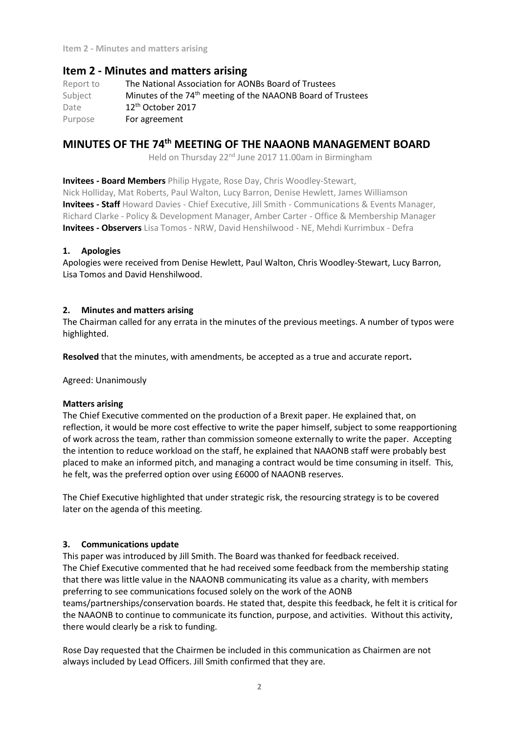## Item 2 - Minutes and matters arising

| | |
|---|---|
| Report to | The National Association for AONBs Board of Trustees |
| Subject | Minutes of the 74th meeting of the NAAONB Board of Trustees |
| Date | 12th October 2017 |
| Purpose | For agreement |

# MINUTES OF THE 74th MEETING OF THE NAAONB MANAGEMENT BOARD

Held on Thursday 22nd June 2017 11.00am in Birmingham

**Invitees - Board Members** Philip Hygate, Rose Day, Chris Woodley-Stewart, Nick Holliday, Mat Roberts, Paul Walton, Lucy Barron, Denise Hewlett, James Williamson
**Invitees - Staff** Howard Davies - Chief Executive, Jill Smith - Communications & Events Manager, Richard Clarke - Policy & Development Manager, Amber Carter - Office & Membership Manager
**Invitees - Observers** Lisa Tomos - NRW, David Henshilwood - NE, Mehdi Kurrimbux - Defra

### 1. Apologies

Apologies were received from Denise Hewlett, Paul Walton, Chris Woodley-Stewart, Lucy Barron, Lisa Tomos and David Henshilwood.

### 2. Minutes and matters arising

The Chairman called for any errata in the minutes of the previous meetings. A number of typos were highlighted.

**Resolved** that the minutes, with amendments, be accepted as a true and accurate report**.**

Agreed: Unanimously

**Matters arising**

The Chief Executive commented on the production of a Brexit paper. He explained that, on reflection, it would be more cost effective to write the paper himself, subject to some reapportioning of work across the team, rather than commission someone externally to write the paper. Accepting the intention to reduce workload on the staff, he explained that NAAONB staff were probably best placed to make an informed pitch, and managing a contract would be time consuming in itself. This, he felt, was the preferred option over using £6000 of NAAONB reserves.

The Chief Executive highlighted that under strategic risk, the resourcing strategy is to be covered later on the agenda of this meeting.

### 3. Communications update

This paper was introduced by Jill Smith. The Board was thanked for feedback received.
The Chief Executive commented that he had received some feedback from the membership stating that there was little value in the NAAONB communicating its value as a charity, with members preferring to see communications focused solely on the work of the AONB teams/partnerships/conservation boards. He stated that, despite this feedback, he felt it is critical for the NAAONB to continue to communicate its function, purpose, and activities. Without this activity, there would clearly be a risk to funding.

Rose Day requested that the Chairmen be included in this communication as Chairmen are not always included by Lead Officers. Jill Smith confirmed that they are.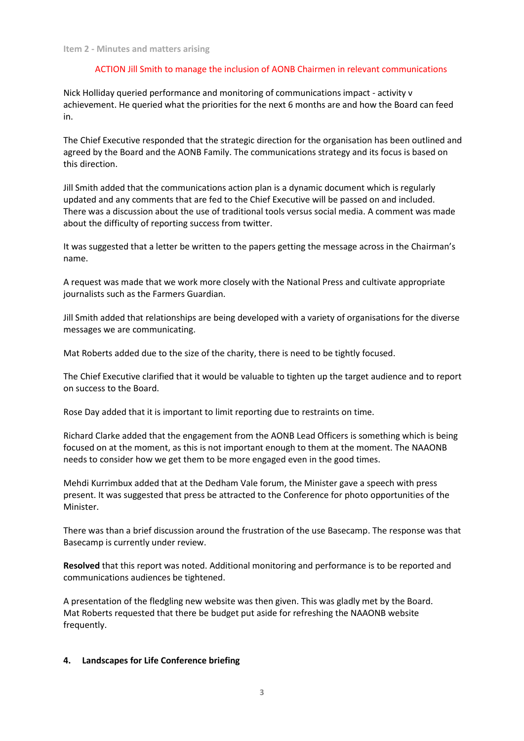Item 2 - Minutes and matters arising

ACTION Jill Smith to manage the inclusion of AONB Chairmen in relevant communications

Nick Holliday queried performance and monitoring of communications impact - activity v achievement. He queried what the priorities for the next 6 months are and how the Board can feed in.

The Chief Executive responded that the strategic direction for the organisation has been outlined and agreed by the Board and the AONB Family. The communications strategy and its focus is based on this direction.

Jill Smith added that the communications action plan is a dynamic document which is regularly updated and any comments that are fed to the Chief Executive will be passed on and included. There was a discussion about the use of traditional tools versus social media. A comment was made about the difficulty of reporting success from twitter.

It was suggested that a letter be written to the papers getting the message across in the Chairman's name.

A request was made that we work more closely with the National Press and cultivate appropriate journalists such as the Farmers Guardian.

Jill Smith added that relationships are being developed with a variety of organisations for the diverse messages we are communicating.

Mat Roberts added due to the size of the charity, there is need to be tightly focused.

The Chief Executive clarified that it would be valuable to tighten up the target audience and to report on success to the Board.

Rose Day added that it is important to limit reporting due to restraints on time.

Richard Clarke added that the engagement from the AONB Lead Officers is something which is being focused on at the moment, as this is not important enough to them at the moment. The NAAONB needs to consider how we get them to be more engaged even in the good times.

Mehdi Kurrimbux added that at the Dedham Vale forum, the Minister gave a speech with press present. It was suggested that press be attracted to the Conference for photo opportunities of the Minister.

There was than a brief discussion around the frustration of the use Basecamp. The response was that Basecamp is currently under review.

**Resolved** that this report was noted. Additional monitoring and performance is to be reported and communications audiences be tightened.

A presentation of the fledgling new website was then given. This was gladly met by the Board. Mat Roberts requested that there be budget put aside for refreshing the NAAONB website frequently.

## 4. Landscapes for Life Conference briefing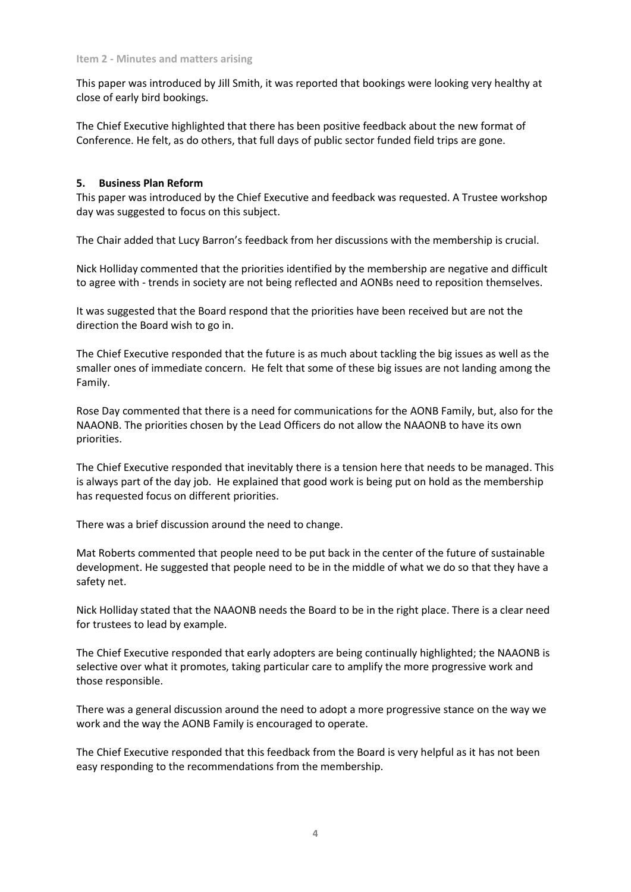**Item 2 - Minutes and matters arising**

This paper was introduced by Jill Smith, it was reported that bookings were looking very healthy at close of early bird bookings.

The Chief Executive highlighted that there has been positive feedback about the new format of Conference. He felt, as do others, that full days of public sector funded field trips are gone.

## 5. Business Plan Reform

This paper was introduced by the Chief Executive and feedback was requested. A Trustee workshop day was suggested to focus on this subject.

The Chair added that Lucy Barron's feedback from her discussions with the membership is crucial.

Nick Holliday commented that the priorities identified by the membership are negative and difficult to agree with - trends in society are not being reflected and AONBs need to reposition themselves.

It was suggested that the Board respond that the priorities have been received but are not the direction the Board wish to go in.

The Chief Executive responded that the future is as much about tackling the big issues as well as the smaller ones of immediate concern. He felt that some of these big issues are not landing among the Family.

Rose Day commented that there is a need for communications for the AONB Family, but, also for the NAAONB. The priorities chosen by the Lead Officers do not allow the NAAONB to have its own priorities.

The Chief Executive responded that inevitably there is a tension here that needs to be managed. This is always part of the day job. He explained that good work is being put on hold as the membership has requested focus on different priorities.

There was a brief discussion around the need to change.

Mat Roberts commented that people need to be put back in the center of the future of sustainable development. He suggested that people need to be in the middle of what we do so that they have a safety net.

Nick Holliday stated that the NAAONB needs the Board to be in the right place. There is a clear need for trustees to lead by example.

The Chief Executive responded that early adopters are being continually highlighted; the NAAONB is selective over what it promotes, taking particular care to amplify the more progressive work and those responsible.

There was a general discussion around the need to adopt a more progressive stance on the way we work and the way the AONB Family is encouraged to operate.

The Chief Executive responded that this feedback from the Board is very helpful as it has not been easy responding to the recommendations from the membership.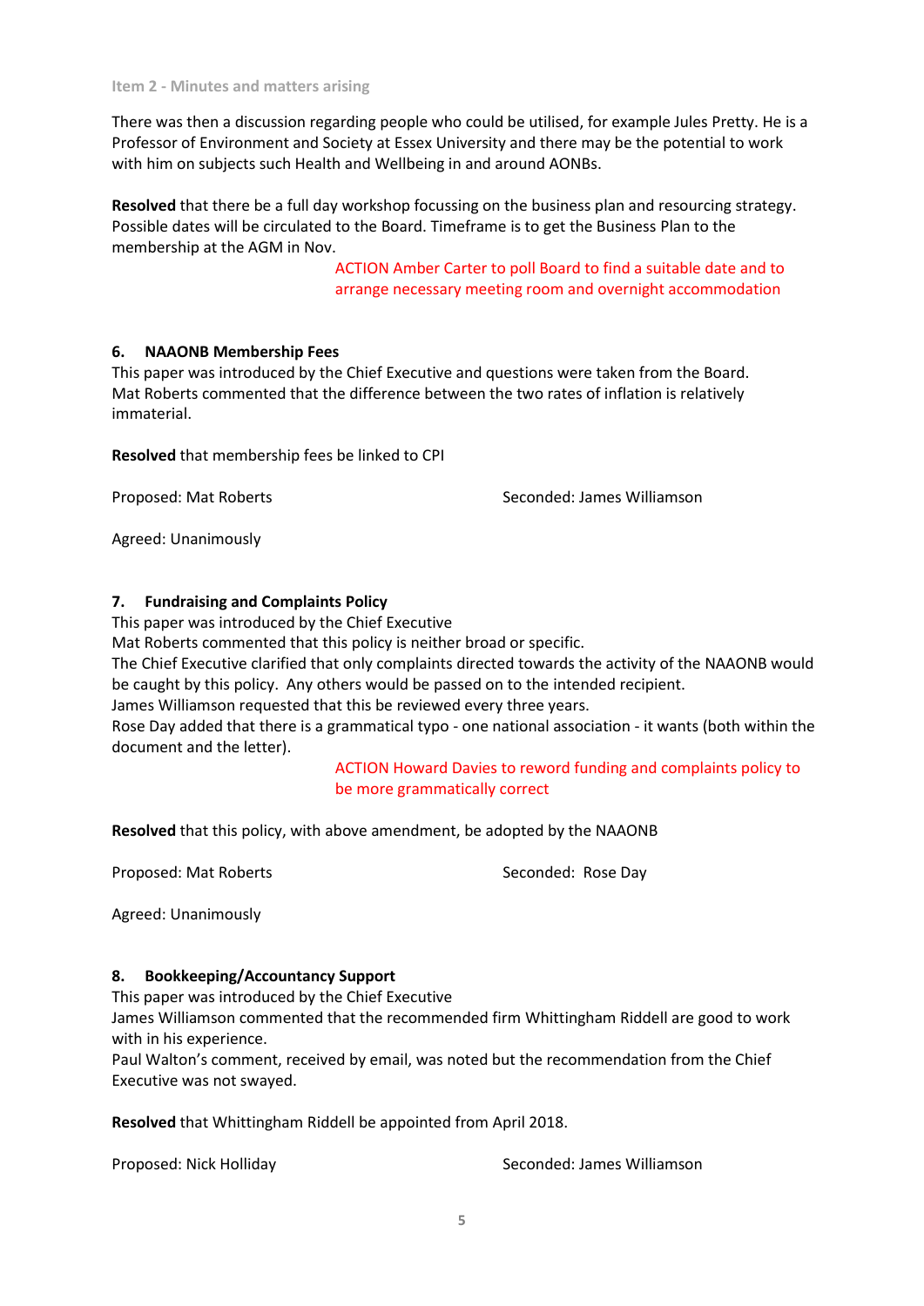Item 2 - Minutes and matters arising

There was then a discussion regarding people who could be utilised, for example Jules Pretty. He is a Professor of Environment and Society at Essex University and there may be the potential to work with him on subjects such Health and Wellbeing in and around AONBs.

**Resolved** that there be a full day workshop focussing on the business plan and resourcing strategy. Possible dates will be circulated to the Board. Timeframe is to get the Business Plan to the membership at the AGM in Nov.

ACTION Amber Carter to poll Board to find a suitable date and to arrange necessary meeting room and overnight accommodation

### 6. NAAONB Membership Fees

This paper was introduced by the Chief Executive and questions were taken from the Board. Mat Roberts commented that the difference between the two rates of inflation is relatively immaterial.

**Resolved** that membership fees be linked to CPI

Proposed: Mat Roberts

Seconded: James Williamson

Agreed: Unanimously

### 7. Fundraising and Complaints Policy

This paper was introduced by the Chief Executive
Mat Roberts commented that this policy is neither broad or specific.
The Chief Executive clarified that only complaints directed towards the activity of the NAAONB would be caught by this policy. Any others would be passed on to the intended recipient.
James Williamson requested that this be reviewed every three years.
Rose Day added that there is a grammatical typo - one national association - it wants (both within the document and the letter).

ACTION Howard Davies to reword funding and complaints policy to be more grammatically correct

**Resolved** that this policy, with above amendment, be adopted by the NAAONB

Proposed: Mat Roberts

Seconded: Rose Day

Agreed: Unanimously

### 8. Bookkeeping/Accountancy Support

This paper was introduced by the Chief Executive
James Williamson commented that the recommended firm Whittingham Riddell are good to work with in his experience.
Paul Walton's comment, received by email, was noted but the recommendation from the Chief Executive was not swayed.

**Resolved** that Whittingham Riddell be appointed from April 2018.

Proposed: Nick Holliday

Seconded: James Williamson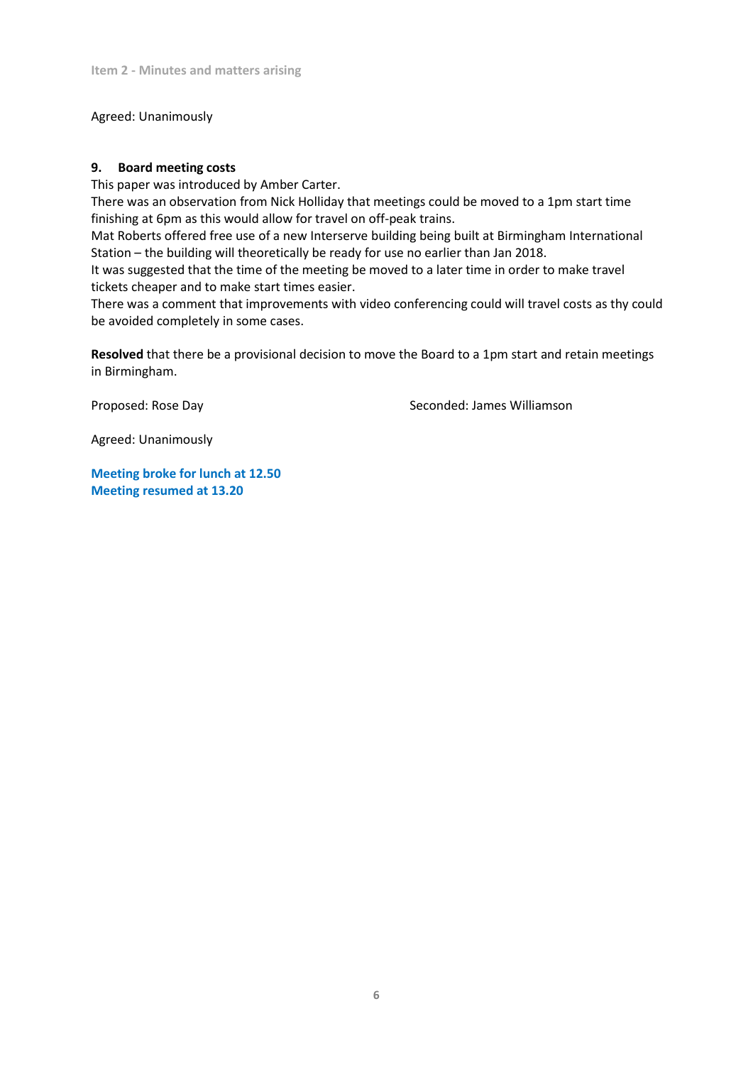Agreed: Unanimously

**9. Board meeting costs**

This paper was introduced by Amber Carter.
There was an observation from Nick Holliday that meetings could be moved to a 1pm start time finishing at 6pm as this would allow for travel on off-peak trains.
Mat Roberts offered free use of a new Interserve building being built at Birmingham International Station – the building will theoretically be ready for use no earlier than Jan 2018.
It was suggested that the time of the meeting be moved to a later time in order to make travel tickets cheaper and to make start times easier.
There was a comment that improvements with video conferencing could will travel costs as thy could be avoided completely in some cases.

**Resolved** that there be a provisional decision to move the Board to a 1pm start and retain meetings in Birmingham.

Proposed: Rose Day Seconded: James Williamson

Agreed: Unanimously

**Meeting broke for lunch at 12.50**
**Meeting resumed at 13.20**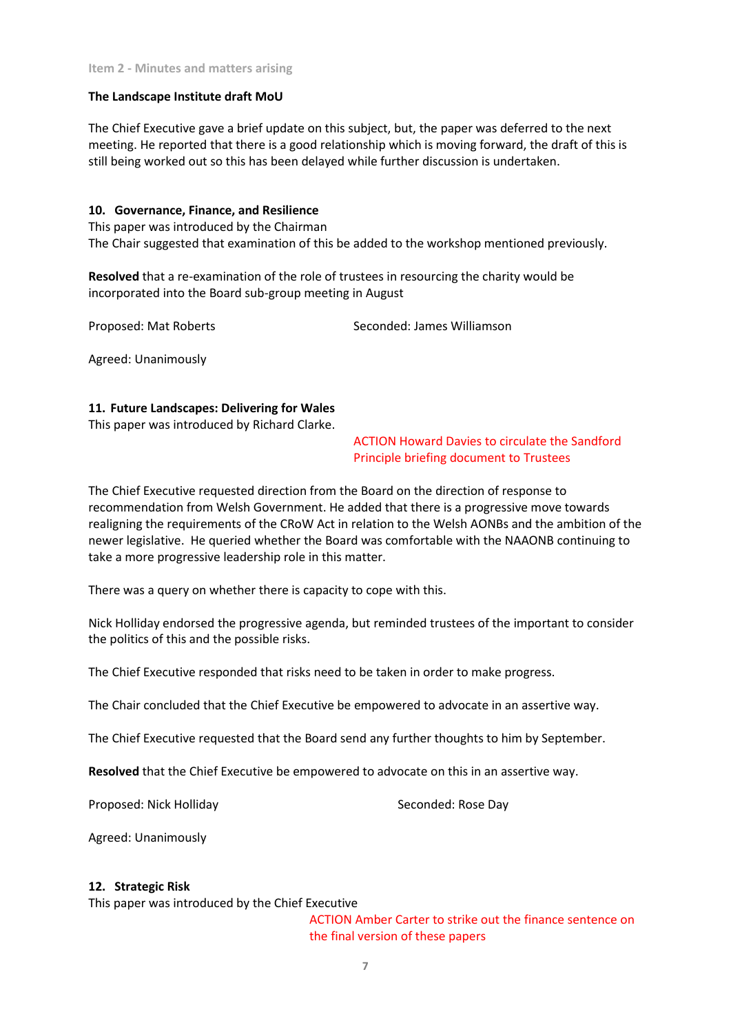Item 2 - Minutes and matters arising

**The Landscape Institute draft MoU**

The Chief Executive gave a brief update on this subject, but, the paper was deferred to the next meeting. He reported that there is a good relationship which is moving forward, the draft of this is still being worked out so this has been delayed while further discussion is undertaken.

**10. Governance, Finance, and Resilience**

This paper was introduced by the Chairman

The Chair suggested that examination of this be added to the workshop mentioned previously.

**Resolved** that a re-examination of the role of trustees in resourcing the charity would be incorporated into the Board sub-group meeting in August

Proposed: Mat Roberts Seconded: James Williamson

Agreed: Unanimously

**11. Future Landscapes: Delivering for Wales**

This paper was introduced by Richard Clarke.

ACTION Howard Davies to circulate the Sandford Principle briefing document to Trustees

The Chief Executive requested direction from the Board on the direction of response to recommendation from Welsh Government. He added that there is a progressive move towards realigning the requirements of the CRoW Act in relation to the Welsh AONBs and the ambition of the newer legislative. He queried whether the Board was comfortable with the NAAONB continuing to take a more progressive leadership role in this matter.

There was a query on whether there is capacity to cope with this.

Nick Holliday endorsed the progressive agenda, but reminded trustees of the important to consider the politics of this and the possible risks.

The Chief Executive responded that risks need to be taken in order to make progress.

The Chair concluded that the Chief Executive be empowered to advocate in an assertive way.

The Chief Executive requested that the Board send any further thoughts to him by September.

**Resolved** that the Chief Executive be empowered to advocate on this in an assertive way.

Proposed: Nick Holliday Seconded: Rose Day

Agreed: Unanimously

**12. Strategic Risk**

This paper was introduced by the Chief Executive

ACTION Amber Carter to strike out the finance sentence on the final version of these papers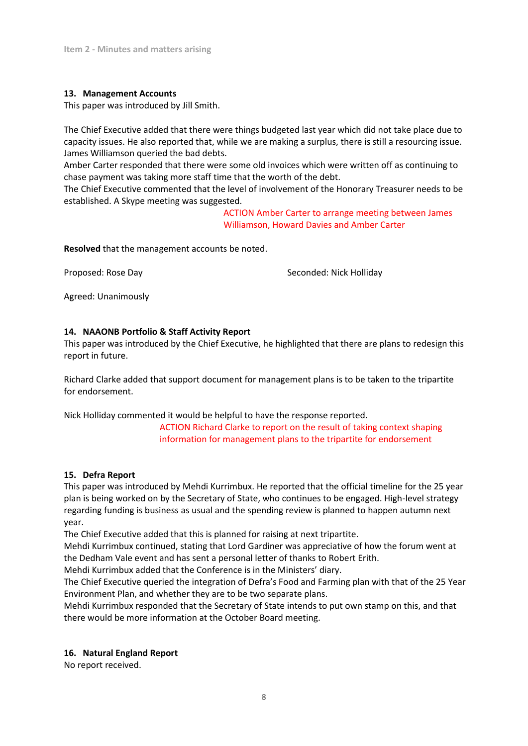**13. Management Accounts**

This paper was introduced by Jill Smith.

The Chief Executive added that there were things budgeted last year which did not take place due to capacity issues. He also reported that, while we are making a surplus, there is still a resourcing issue.
James Williamson queried the bad debts.
Amber Carter responded that there were some old invoices which were written off as continuing to chase payment was taking more staff time that the worth of the debt.
The Chief Executive commented that the level of involvement of the Honorary Treasurer needs to be established. A Skype meeting was suggested.

ACTION Amber Carter to arrange meeting between James Williamson, Howard Davies and Amber Carter

**Resolved** that the management accounts be noted.

Proposed: Rose Day

Seconded: Nick Holliday

Agreed: Unanimously

**14. NAAONB Portfolio & Staff Activity Report**

This paper was introduced by the Chief Executive, he highlighted that there are plans to redesign this report in future.

Richard Clarke added that support document for management plans is to be taken to the tripartite for endorsement.

Nick Holliday commented it would be helpful to have the response reported.

ACTION Richard Clarke to report on the result of taking context shaping information for management plans to the tripartite for endorsement

**15. Defra Report**

This paper was introduced by Mehdi Kurrimbux. He reported that the official timeline for the 25 year plan is being worked on by the Secretary of State, who continues to be engaged. High-level strategy regarding funding is business as usual and the spending review is planned to happen autumn next year.
The Chief Executive added that this is planned for raising at next tripartite.
Mehdi Kurrimbux continued, stating that Lord Gardiner was appreciative of how the forum went at the Dedham Vale event and has sent a personal letter of thanks to Robert Erith.
Mehdi Kurrimbux added that the Conference is in the Ministers' diary.
The Chief Executive queried the integration of Defra's Food and Farming plan with that of the 25 Year Environment Plan, and whether they are to be two separate plans.
Mehdi Kurrimbux responded that the Secretary of State intends to put own stamp on this, and that there would be more information at the October Board meeting.

**16. Natural England Report**

No report received.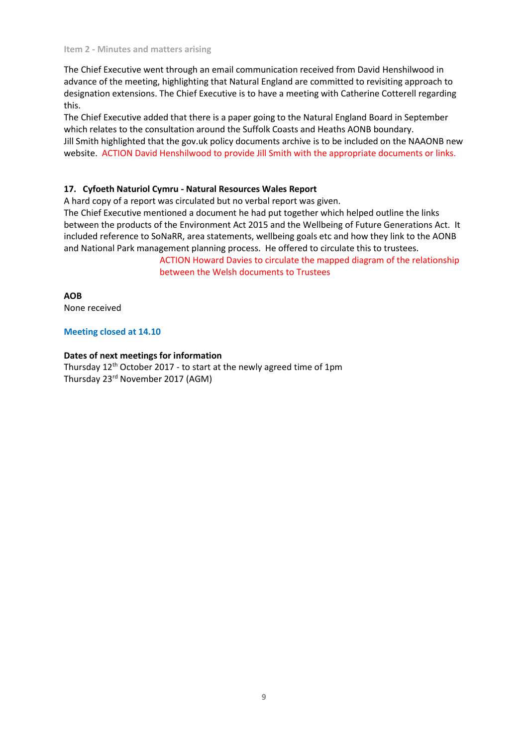**Item 2 - Minutes and matters arising**

The Chief Executive went through an email communication received from David Henshilwood in advance of the meeting, highlighting that Natural England are committed to revisiting approach to designation extensions. The Chief Executive is to have a meeting with Catherine Cotterell regarding this.

The Chief Executive added that there is a paper going to the Natural England Board in September which relates to the consultation around the Suffolk Coasts and Heaths AONB boundary.

Jill Smith highlighted that the gov.uk policy documents archive is to be included on the NAAONB new website. ACTION David Henshilwood to provide Jill Smith with the appropriate documents or links.

**17. Cyfoeth Naturiol Cymru - Natural Resources Wales Report**

A hard copy of a report was circulated but no verbal report was given.

The Chief Executive mentioned a document he had put together which helped outline the links between the products of the Environment Act 2015 and the Wellbeing of Future Generations Act. It included reference to SoNaRR, area statements, wellbeing goals etc and how they link to the AONB and National Park management planning process. He offered to circulate this to trustees.

ACTION Howard Davies to circulate the mapped diagram of the relationship between the Welsh documents to Trustees

**AOB**

None received

**Meeting closed at 14.10**

**Dates of next meetings for information**

Thursday 12th October 2017 - to start at the newly agreed time of 1pm

Thursday 23rd November 2017 (AGM)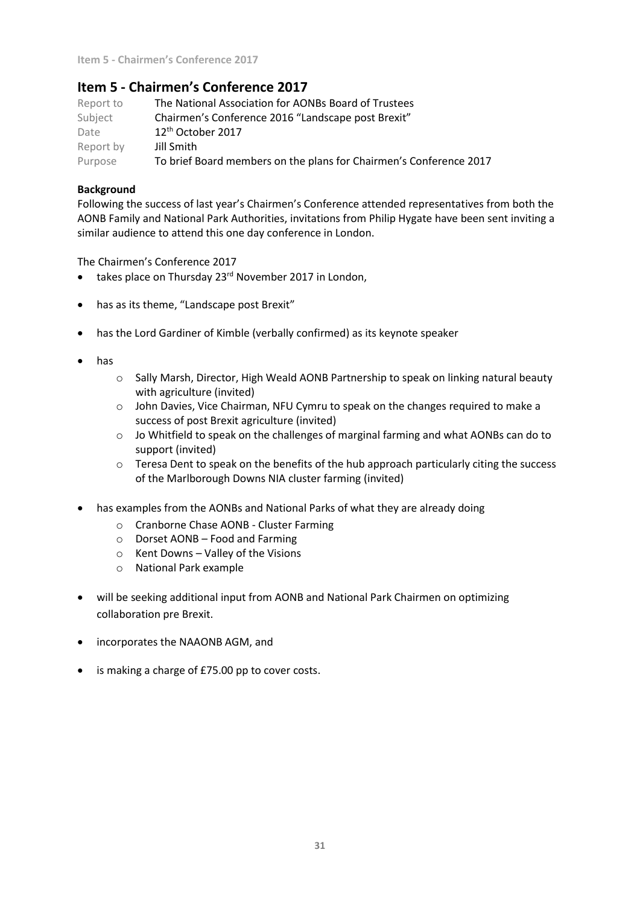## Item 5 - Chairmen's Conference 2017

| | |
|---|---|
| Report to | The National Association for AONBs Board of Trustees |
| Subject | Chairmen's Conference 2016 "Landscape post Brexit" |
| Date | 12th October 2017 |
| Report by | Jill Smith |
| Purpose | To brief Board members on the plans for Chairmen's Conference 2017 |

**Background**

Following the success of last year's Chairmen's Conference attended representatives from both the AONB Family and National Park Authorities, invitations from Philip Hygate have been sent inviting a similar audience to attend this one day conference in London.

The Chairmen's Conference 2017

- takes place on Thursday 23rd November 2017 in London,
- has as its theme, "Landscape post Brexit"
- has the Lord Gardiner of Kimble (verbally confirmed) as its keynote speaker
- has
  - Sally Marsh, Director, High Weald AONB Partnership to speak on linking natural beauty with agriculture (invited)
  - John Davies, Vice Chairman, NFU Cymru to speak on the changes required to make a success of post Brexit agriculture (invited)
  - Jo Whitfield to speak on the challenges of marginal farming and what AONBs can do to support (invited)
  - Teresa Dent to speak on the benefits of the hub approach particularly citing the success of the Marlborough Downs NIA cluster farming (invited)
- has examples from the AONBs and National Parks of what they are already doing
  - Cranborne Chase AONB - Cluster Farming
  - Dorset AONB – Food and Farming
  - Kent Downs – Valley of the Visions
  - National Park example
- will be seeking additional input from AONB and National Park Chairmen on optimizing collaboration pre Brexit.
- incorporates the NAAONB AGM, and
- is making a charge of £75.00 pp to cover costs.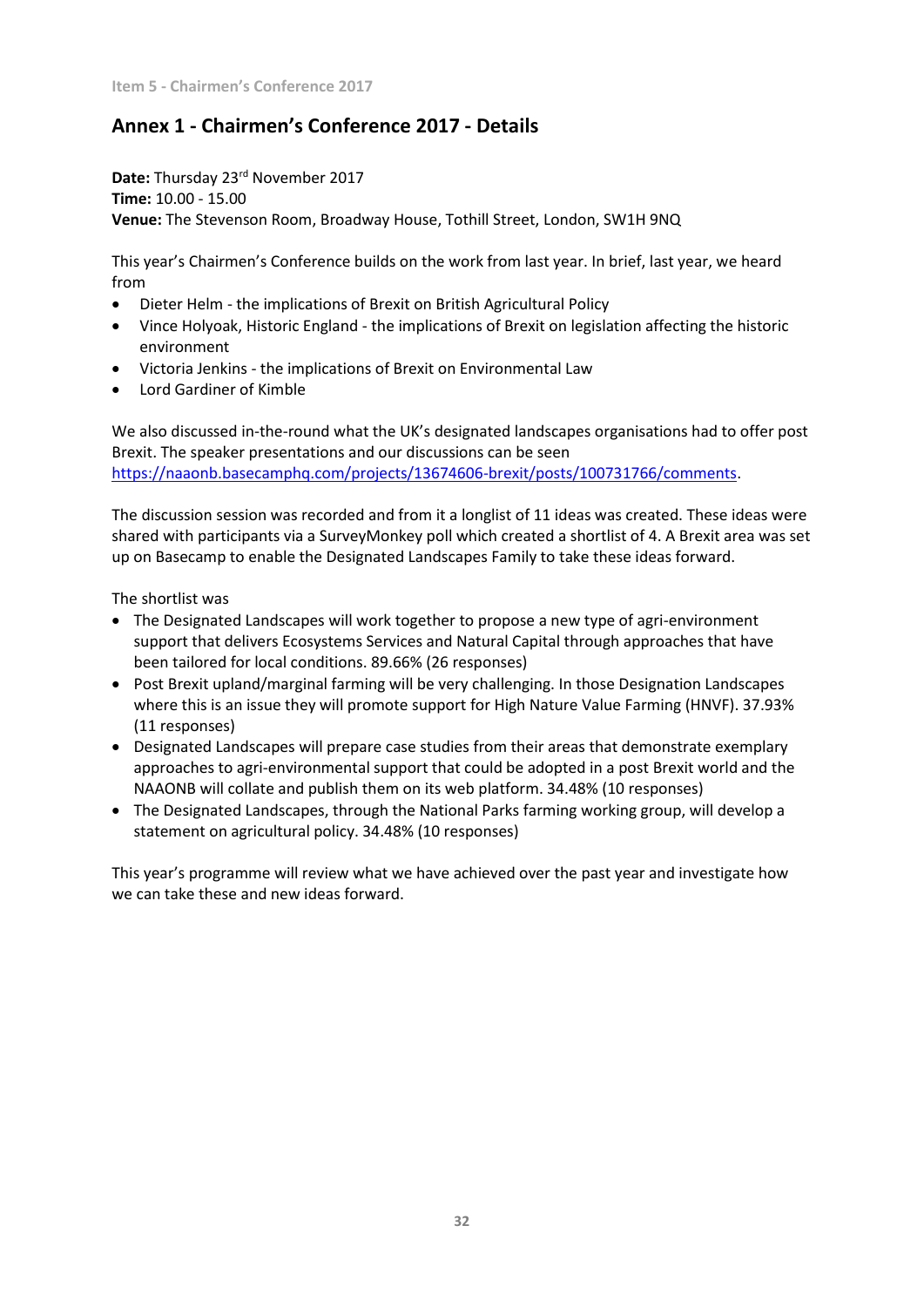## Annex 1 - Chairmen's Conference 2017 - Details

**Date:** Thursday 23rd November 2017
**Time:** 10.00 - 15.00
**Venue:** The Stevenson Room, Broadway House, Tothill Street, London, SW1H 9NQ

This year's Chairmen's Conference builds on the work from last year. In brief, last year, we heard from

- Dieter Helm - the implications of Brexit on British Agricultural Policy
- Vince Holyoak, Historic England - the implications of Brexit on legislation affecting the historic environment
- Victoria Jenkins - the implications of Brexit on Environmental Law
- Lord Gardiner of Kimble

We also discussed in-the-round what the UK's designated landscapes organisations had to offer post Brexit. The speaker presentations and our discussions can be seen https://naaonb.basecamphq.com/projects/13674606-brexit/posts/100731766/comments.

The discussion session was recorded and from it a longlist of 11 ideas was created. These ideas were shared with participants via a SurveyMonkey poll which created a shortlist of 4. A Brexit area was set up on Basecamp to enable the Designated Landscapes Family to take these ideas forward.

The shortlist was

- The Designated Landscapes will work together to propose a new type of agri-environment support that delivers Ecosystems Services and Natural Capital through approaches that have been tailored for local conditions. 89.66% (26 responses)
- Post Brexit upland/marginal farming will be very challenging. In those Designation Landscapes where this is an issue they will promote support for High Nature Value Farming (HNVF). 37.93% (11 responses)
- Designated Landscapes will prepare case studies from their areas that demonstrate exemplary approaches to agri-environmental support that could be adopted in a post Brexit world and the NAAONB will collate and publish them on its web platform. 34.48% (10 responses)
- The Designated Landscapes, through the National Parks farming working group, will develop a statement on agricultural policy. 34.48% (10 responses)

This year's programme will review what we have achieved over the past year and investigate how we can take these and new ideas forward.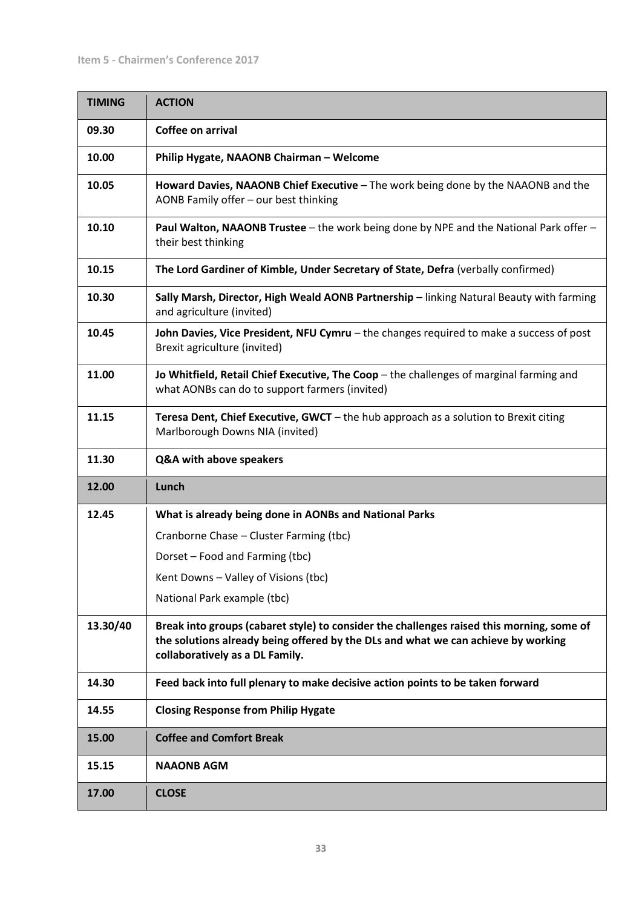Item 5 - Chairmen's Conference 2017

| TIMING | ACTION |
|---|---|
| 09.30 | **Coffee on arrival** |
| 10.00 | **Philip Hygate, NAAONB Chairman – Welcome** |
| 10.05 | **Howard Davies, NAAONB Chief Executive** – The work being done by the NAAONB and the AONB Family offer – our best thinking |
| 10.10 | **Paul Walton, NAAONB Trustee** – the work being done by NPE and the National Park offer – their best thinking |
| 10.15 | **The Lord Gardiner of Kimble, Under Secretary of State, Defra** (verbally confirmed) |
| 10.30 | **Sally Marsh, Director, High Weald AONB Partnership** – linking Natural Beauty with farming and agriculture (invited) |
| 10.45 | **John Davies, Vice President, NFU Cymru** – the changes required to make a success of post Brexit agriculture (invited) |
| 11.00 | **Jo Whitfield, Retail Chief Executive, The Coop** – the challenges of marginal farming and what AONBs can do to support farmers (invited) |
| 11.15 | **Teresa Dent, Chief Executive, GWCT** – the hub approach as a solution to Brexit citing Marlborough Downs NIA (invited) |
| 11.30 | **Q&A with above speakers** |
| 12.00 | **Lunch** |
| 12.45 | **What is already being done in AONBs and National Parks**<br>Cranborne Chase – Cluster Farming (tbc)<br>Dorset – Food and Farming (tbc)<br>Kent Downs – Valley of Visions (tbc)<br>National Park example (tbc) |
| 13.30/40 | **Break into groups (cabaret style) to consider the challenges raised this morning, some of the solutions already being offered by the DLs and what we can achieve by working collaboratively as a DL Family.** |
| 14.30 | **Feed back into full plenary to make decisive action points to be taken forward** |
| 14.55 | **Closing Response from Philip Hygate** |
| 15.00 | **Coffee and Comfort Break** |
| 15.15 | **NAAONB AGM** |
| 17.00 | **CLOSE** |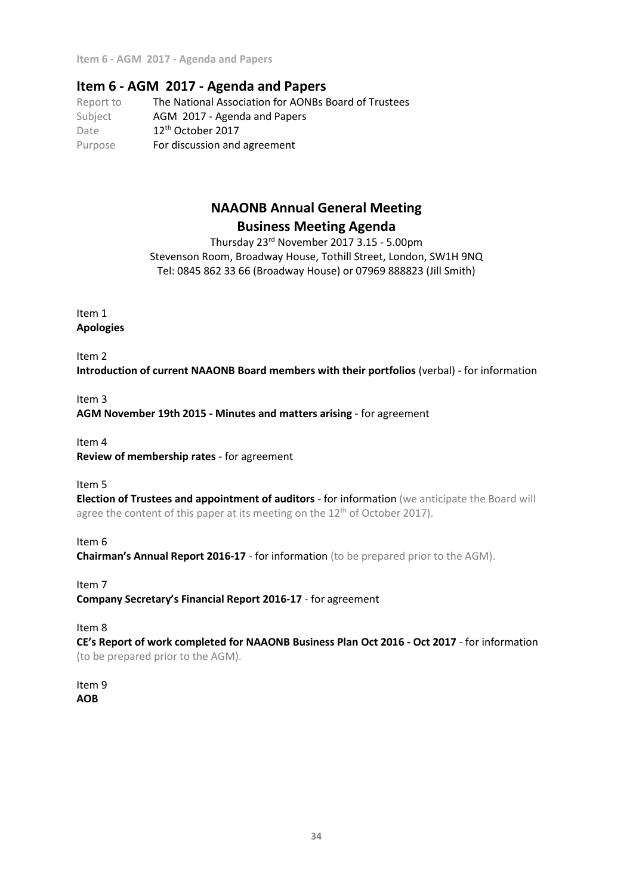## Item 6 - AGM 2017 - Agenda and Papers

| | |
|---|---|
| Report to | The National Association for AONBs Board of Trustees |
| Subject | AGM 2017 - Agenda and Papers |
| Date | 12th October 2017 |
| Purpose | For discussion and agreement |

# NAAONB Annual General Meeting
# Business Meeting Agenda

Thursday 23rd November 2017 3.15 - 5.00pm
Stevenson Room, Broadway House, Tothill Street, London, SW1H 9NQ
Tel: 0845 862 33 66 (Broadway House) or 07969 888823 (Jill Smith)

Item 1
**Apologies**

Item 2
**Introduction of current NAAONB Board members with their portfolios** (verbal) - for information

Item 3
**AGM November 19th 2015 - Minutes and matters arising** - for agreement

Item 4
**Review of membership rates** - for agreement

Item 5
**Election of Trustees and appointment of auditors** - for information (we anticipate the Board will agree the content of this paper at its meeting on the 12th of October 2017).

Item 6
**Chairman's Annual Report 2016-17** - for information (to be prepared prior to the AGM).

Item 7
**Company Secretary's Financial Report 2016-17** - for agreement

Item 8
**CE's Report of work completed for NAAONB Business Plan Oct 2016 - Oct 2017** - for information (to be prepared prior to the AGM).

Item 9
**AOB**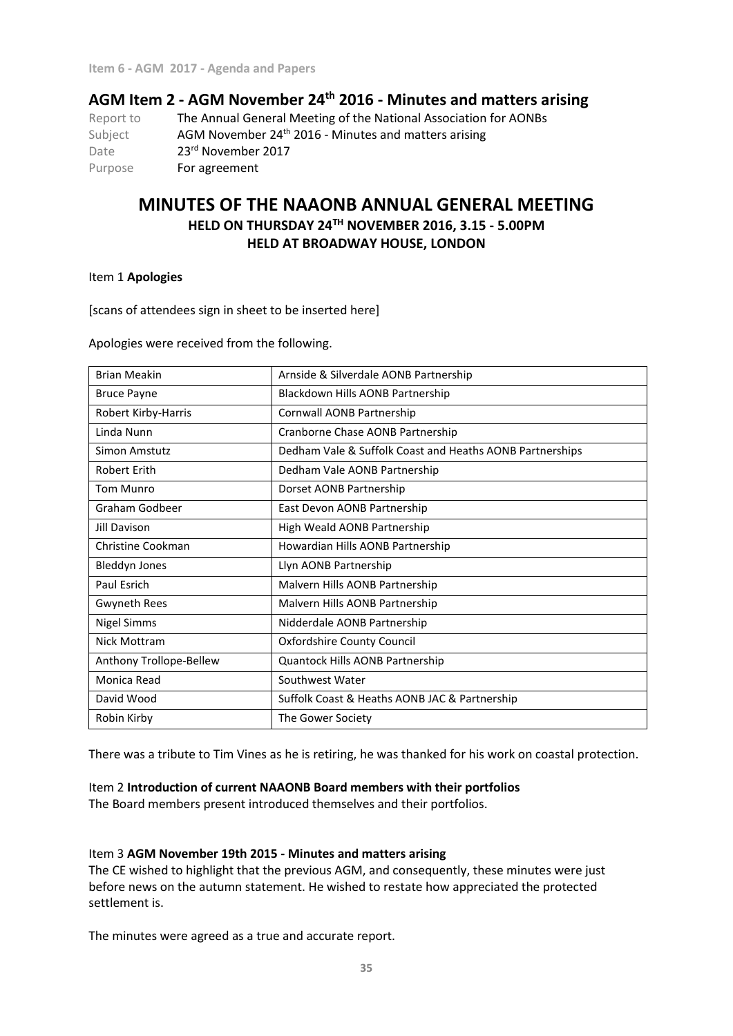## AGM Item 2 - AGM November 24th 2016 - Minutes and matters arising

Report to The Annual General Meeting of the National Association for AONBs
Subject AGM November 24th 2016 - Minutes and matters arising
Date 23rd November 2017
Purpose For agreement

# MINUTES OF THE NAAONB ANNUAL GENERAL MEETING

### HELD ON THURSDAY 24TH NOVEMBER 2016, 3.15 - 5.00PM
### HELD AT BROADWAY HOUSE, LONDON

Item 1 **Apologies**

[scans of attendees sign in sheet to be inserted here]

Apologies were received from the following.

| | |
|---|---|
| Brian Meakin | Arnside & Silverdale AONB Partnership |
| Bruce Payne | Blackdown Hills AONB Partnership |
| Robert Kirby-Harris | Cornwall AONB Partnership |
| Linda Nunn | Cranborne Chase AONB Partnership |
| Simon Amstutz | Dedham Vale & Suffolk Coast and Heaths AONB Partnerships |
| Robert Erith | Dedham Vale AONB Partnership |
| Tom Munro | Dorset AONB Partnership |
| Graham Godbeer | East Devon AONB Partnership |
| Jill Davison | High Weald AONB Partnership |
| Christine Cookman | Howardian Hills AONB Partnership |
| Bleddyn Jones | Llyn AONB Partnership |
| Paul Esrich | Malvern Hills AONB Partnership |
| Gwyneth Rees | Malvern Hills AONB Partnership |
| Nigel Simms | Nidderdale AONB Partnership |
| Nick Mottram | Oxfordshire County Council |
| Anthony Trollope-Bellew | Quantock Hills AONB Partnership |
| Monica Read | Southwest Water |
| David Wood | Suffolk Coast & Heaths AONB JAC & Partnership |
| Robin Kirby | The Gower Society |

There was a tribute to Tim Vines as he is retiring, he was thanked for his work on coastal protection.

Item 2 **Introduction of current NAAONB Board members with their portfolios**
The Board members present introduced themselves and their portfolios.

Item 3 **AGM November 19th 2015 - Minutes and matters arising**
The CE wished to highlight that the previous AGM, and consequently, these minutes were just before news on the autumn statement. He wished to restate how appreciated the protected settlement is.

The minutes were agreed as a true and accurate report.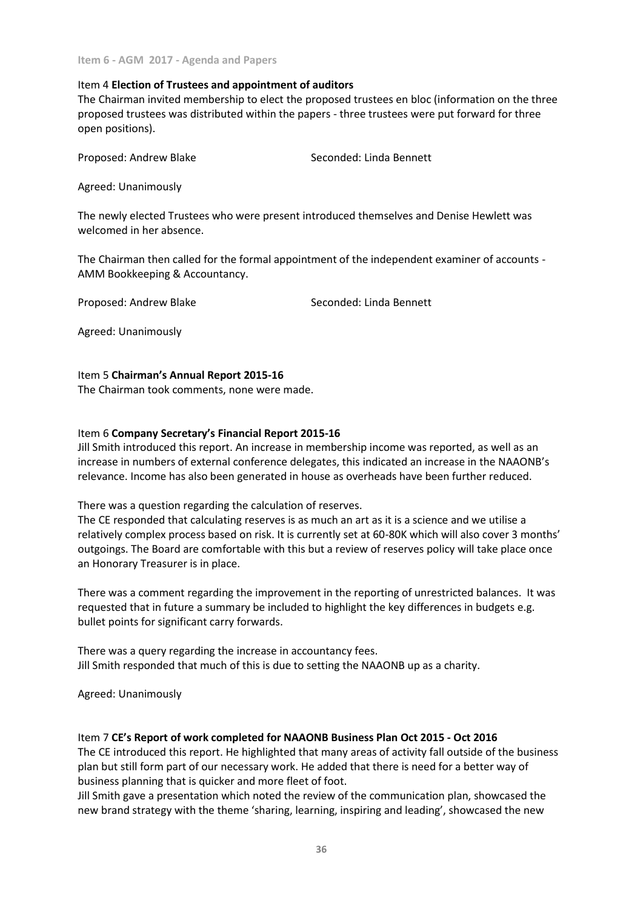Item 4 **Election of Trustees and appointment of auditors**

The Chairman invited membership to elect the proposed trustees en bloc (information on the three proposed trustees was distributed within the papers - three trustees were put forward for three open positions).

Proposed: Andrew Blake                    Seconded: Linda Bennett

Agreed: Unanimously

The newly elected Trustees who were present introduced themselves and Denise Hewlett was welcomed in her absence.

The Chairman then called for the formal appointment of the independent examiner of accounts - AMM Bookkeeping & Accountancy.

Proposed: Andrew Blake                    Seconded: Linda Bennett

Agreed: Unanimously

Item 5 **Chairman's Annual Report 2015-16**

The Chairman took comments, none were made.

Item 6 **Company Secretary's Financial Report 2015-16**

Jill Smith introduced this report. An increase in membership income was reported, as well as an increase in numbers of external conference delegates, this indicated an increase in the NAAONB's relevance. Income has also been generated in house as overheads have been further reduced.

There was a question regarding the calculation of reserves.
The CE responded that calculating reserves is as much an art as it is a science and we utilise a relatively complex process based on risk. It is currently set at 60-80K which will also cover 3 months' outgoings. The Board are comfortable with this but a review of reserves policy will take place once an Honorary Treasurer is in place.

There was a comment regarding the improvement in the reporting of unrestricted balances. It was requested that in future a summary be included to highlight the key differences in budgets e.g. bullet points for significant carry forwards.

There was a query regarding the increase in accountancy fees.
Jill Smith responded that much of this is due to setting the NAAONB up as a charity.

Agreed: Unanimously

Item 7 **CE's Report of work completed for NAAONB Business Plan Oct 2015 - Oct 2016**

The CE introduced this report. He highlighted that many areas of activity fall outside of the business plan but still form part of our necessary work. He added that there is need for a better way of business planning that is quicker and more fleet of foot.
Jill Smith gave a presentation which noted the review of the communication plan, showcased the new brand strategy with the theme 'sharing, learning, inspiring and leading', showcased the new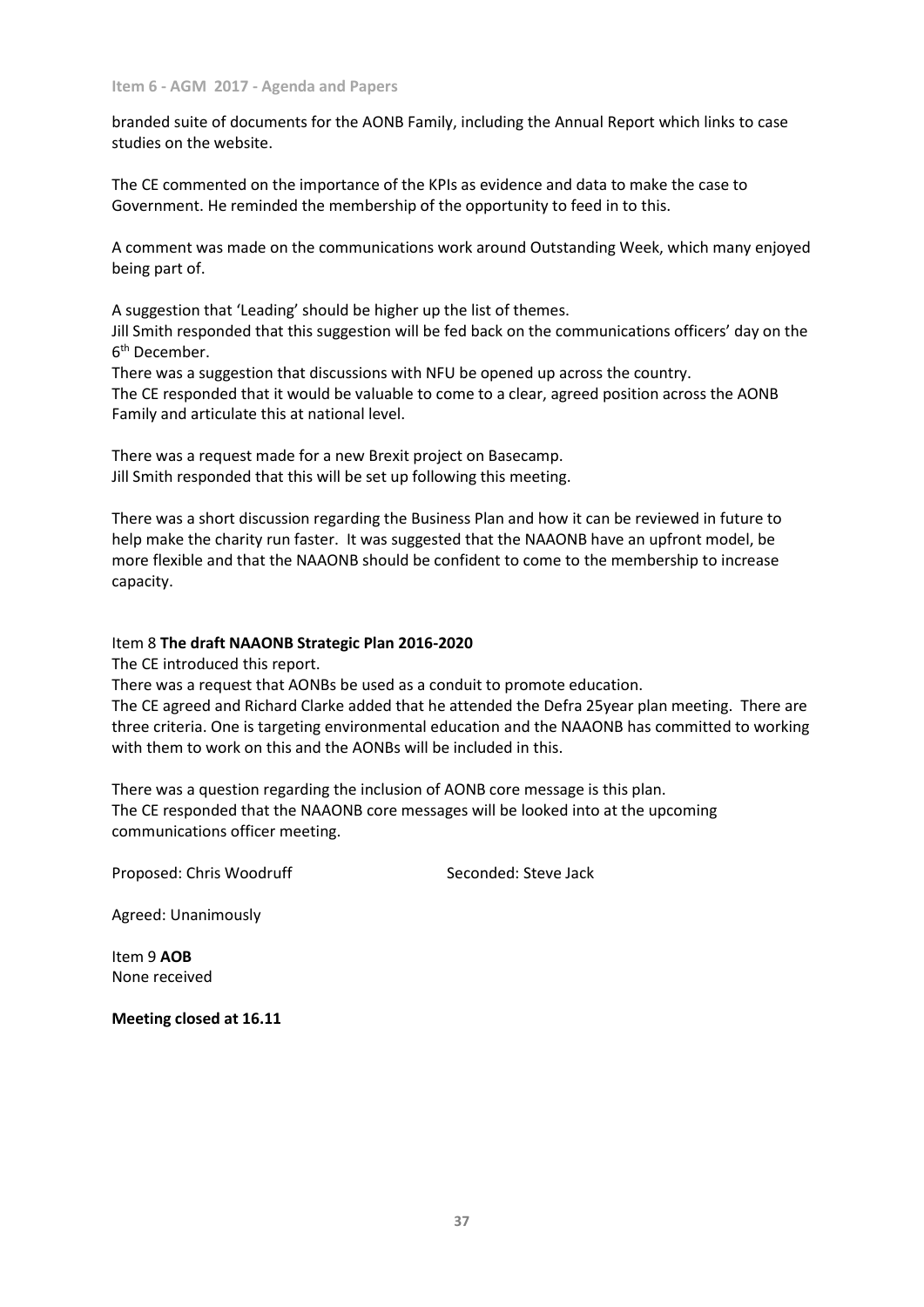branded suite of documents for the AONB Family, including the Annual Report which links to case studies on the website.

The CE commented on the importance of the KPIs as evidence and data to make the case to Government. He reminded the membership of the opportunity to feed in to this.

A comment was made on the communications work around Outstanding Week, which many enjoyed being part of.

A suggestion that 'Leading' should be higher up the list of themes.
Jill Smith responded that this suggestion will be fed back on the communications officers' day on the 6th December.
There was a suggestion that discussions with NFU be opened up across the country.
The CE responded that it would be valuable to come to a clear, agreed position across the AONB Family and articulate this at national level.

There was a request made for a new Brexit project on Basecamp.
Jill Smith responded that this will be set up following this meeting.

There was a short discussion regarding the Business Plan and how it can be reviewed in future to help make the charity run faster. It was suggested that the NAAONB have an upfront model, be more flexible and that the NAAONB should be confident to come to the membership to increase capacity.

Item 8 **The draft NAAONB Strategic Plan 2016-2020**
The CE introduced this report.
There was a request that AONBs be used as a conduit to promote education.
The CE agreed and Richard Clarke added that he attended the Defra 25year plan meeting. There are three criteria. One is targeting environmental education and the NAAONB has committed to working with them to work on this and the AONBs will be included in this.

There was a question regarding the inclusion of AONB core message is this plan.
The CE responded that the NAAONB core messages will be looked into at the upcoming communications officer meeting.

Proposed: Chris Woodruff Seconded: Steve Jack

Agreed: Unanimously

Item 9 **AOB**
None received

**Meeting closed at 16.11**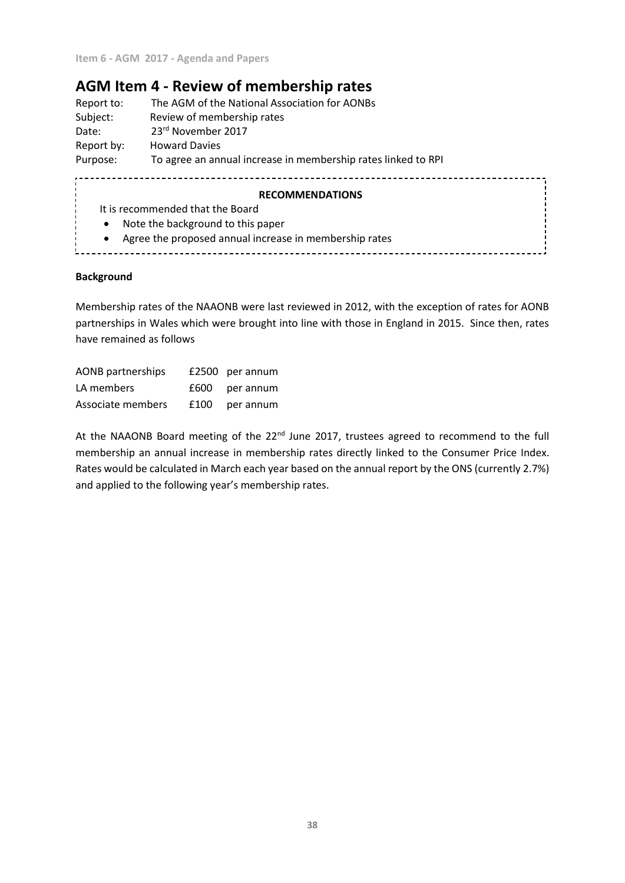## AGM Item 4 - Review of membership rates

Report to: The AGM of the National Association for AONBs
Subject: Review of membership rates
Date: 23rd November 2017
Report by: Howard Davies
Purpose: To agree an annual increase in membership rates linked to RPI

**RECOMMENDATIONS**

It is recommended that the Board

- Note the background to this paper
- Agree the proposed annual increase in membership rates

**Background**

Membership rates of the NAAONB were last reviewed in 2012, with the exception of rates for AONB partnerships in Wales which were brought into line with those in England in 2015. Since then, rates have remained as follows

| | | |
|---|---|---|
| AONB partnerships | £2500 | per annum |
| LA members | £600 | per annum |
| Associate members | £100 | per annum |

At the NAAONB Board meeting of the 22nd June 2017, trustees agreed to recommend to the full membership an annual increase in membership rates directly linked to the Consumer Price Index. Rates would be calculated in March each year based on the annual report by the ONS (currently 2.7%) and applied to the following year's membership rates.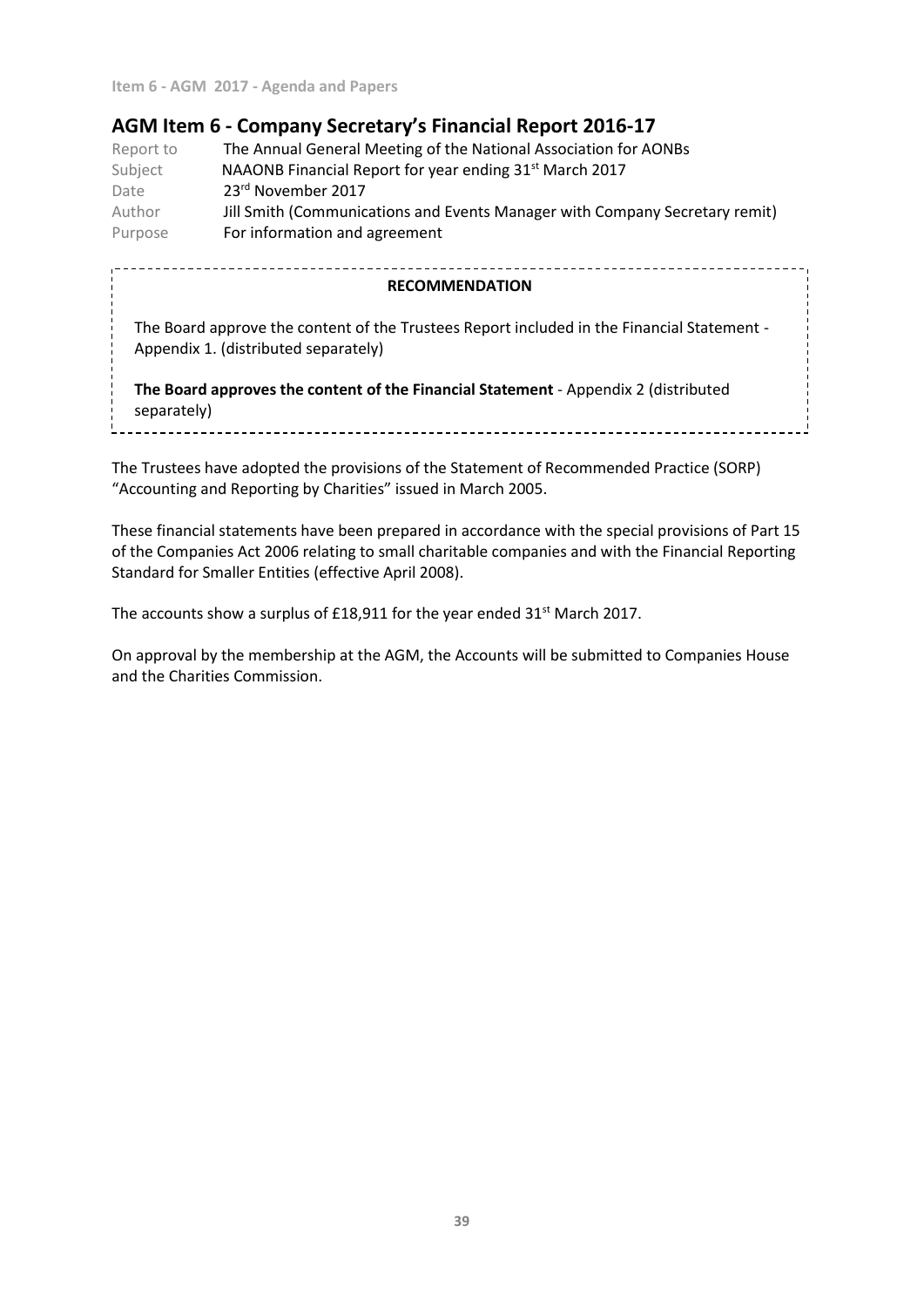## AGM Item 6 - Company Secretary's Financial Report 2016-17

| | |
|---|---|
| Report to | The Annual General Meeting of the National Association for AONBs |
| Subject | NAAONB Financial Report for year ending 31st March 2017 |
| Date | 23rd November 2017 |
| Author | Jill Smith (Communications and Events Manager with Company Secretary remit) |
| Purpose | For information and agreement |

**RECOMMENDATION**

The Board approve the content of the Trustees Report included in the Financial Statement - Appendix 1. (distributed separately)

**The Board approves the content of the Financial Statement** - Appendix 2 (distributed separately)

The Trustees have adopted the provisions of the Statement of Recommended Practice (SORP) "Accounting and Reporting by Charities" issued in March 2005.

These financial statements have been prepared in accordance with the special provisions of Part 15 of the Companies Act 2006 relating to small charitable companies and with the Financial Reporting Standard for Smaller Entities (effective April 2008).

The accounts show a surplus of £18,911 for the year ended 31st March 2017.

On approval by the membership at the AGM, the Accounts will be submitted to Companies House and the Charities Commission.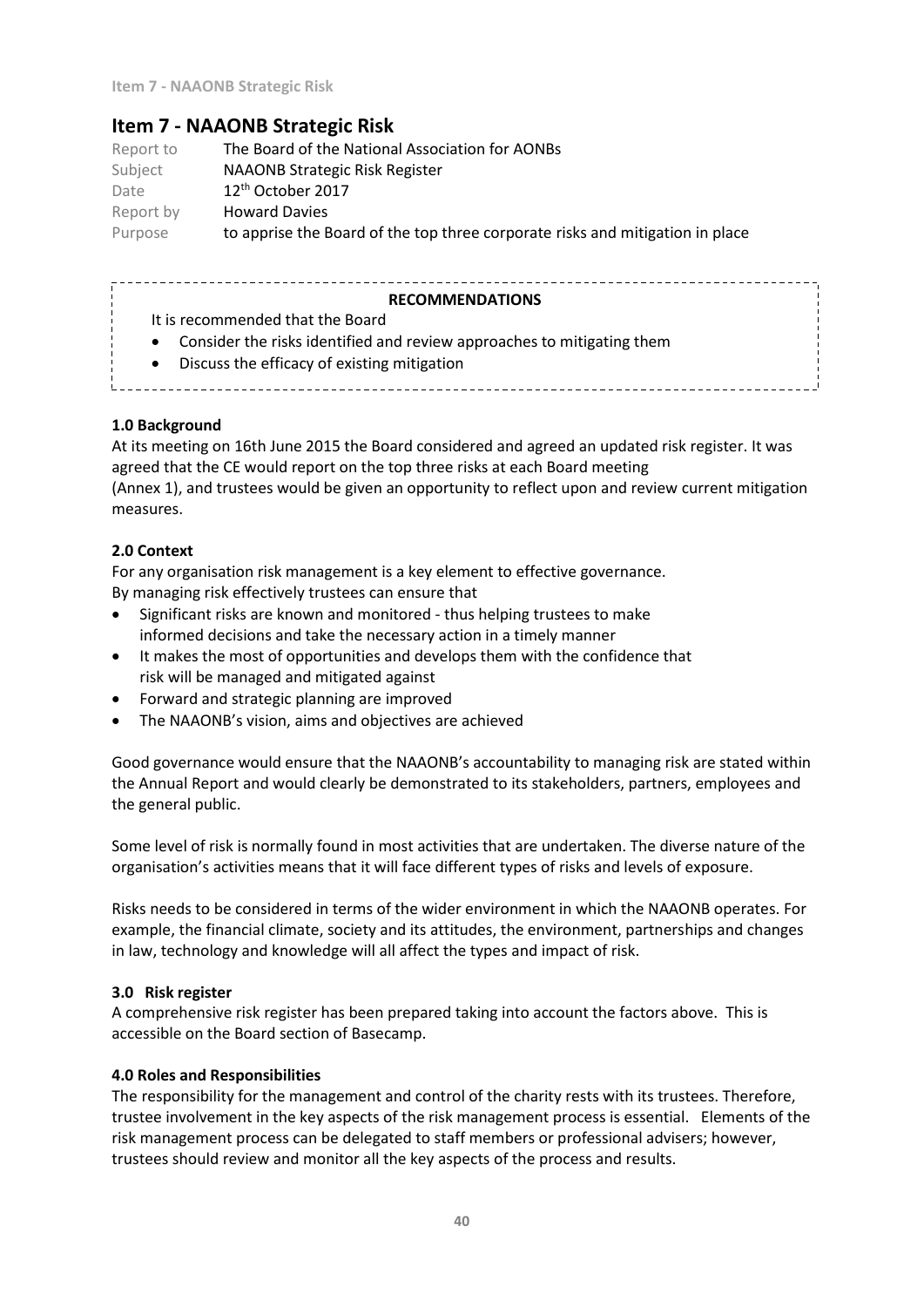# Item 7 - NAAONB Strategic Risk

| | |
|---|---|
| Report to | The Board of the National Association for AONBs |
| Subject | NAAONB Strategic Risk Register |
| Date | 12th October 2017 |
| Report by | Howard Davies |
| Purpose | to apprise the Board of the top three corporate risks and mitigation in place |

**RECOMMENDATIONS**

It is recommended that the Board

- Consider the risks identified and review approaches to mitigating them
- Discuss the efficacy of existing mitigation

**1.0 Background**

At its meeting on 16th June 2015 the Board considered and agreed an updated risk register. It was agreed that the CE would report on the top three risks at each Board meeting (Annex 1), and trustees would be given an opportunity to reflect upon and review current mitigation measures.

**2.0 Context**

For any organisation risk management is a key element to effective governance. By managing risk effectively trustees can ensure that

- Significant risks are known and monitored - thus helping trustees to make informed decisions and take the necessary action in a timely manner
- It makes the most of opportunities and develops them with the confidence that risk will be managed and mitigated against
- Forward and strategic planning are improved
- The NAAONB's vision, aims and objectives are achieved

Good governance would ensure that the NAAONB's accountability to managing risk are stated within the Annual Report and would clearly be demonstrated to its stakeholders, partners, employees and the general public.

Some level of risk is normally found in most activities that are undertaken. The diverse nature of the organisation's activities means that it will face different types of risks and levels of exposure.

Risks needs to be considered in terms of the wider environment in which the NAAONB operates. For example, the financial climate, society and its attitudes, the environment, partnerships and changes in law, technology and knowledge will all affect the types and impact of risk.

**3.0 Risk register**

A comprehensive risk register has been prepared taking into account the factors above. This is accessible on the Board section of Basecamp.

**4.0 Roles and Responsibilities**

The responsibility for the management and control of the charity rests with its trustees. Therefore, trustee involvement in the key aspects of the risk management process is essential. Elements of the risk management process can be delegated to staff members or professional advisers; however, trustees should review and monitor all the key aspects of the process and results.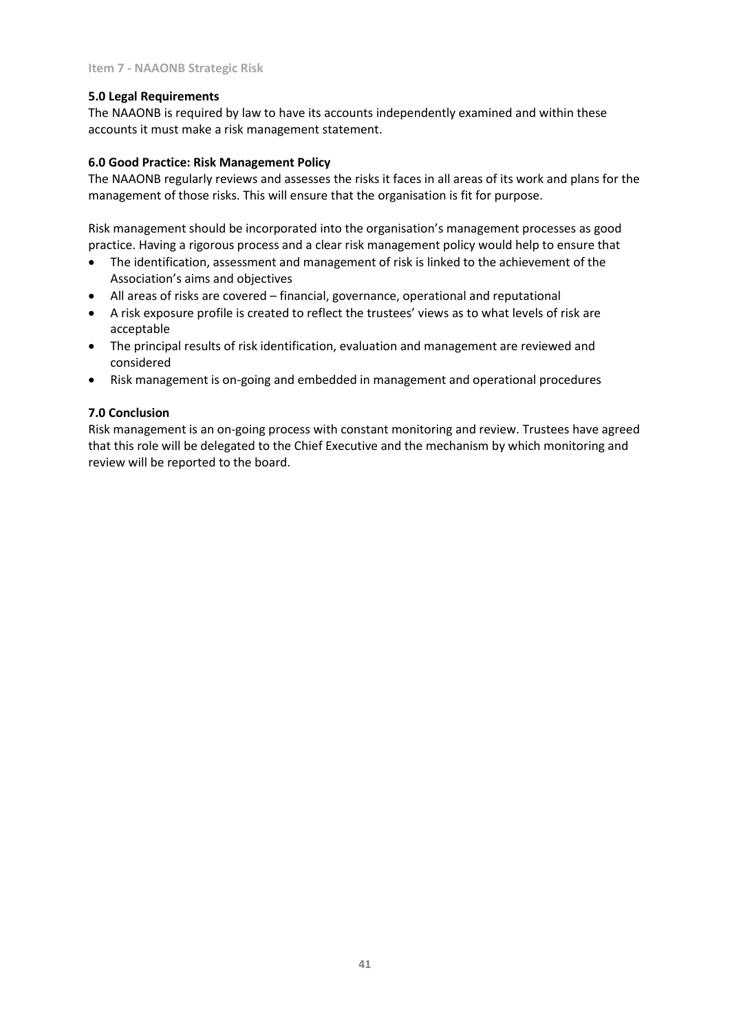Item 7 - NAAONB Strategic Risk

**5.0 Legal Requirements**

The NAAONB is required by law to have its accounts independently examined and within these accounts it must make a risk management statement.

**6.0 Good Practice: Risk Management Policy**

The NAAONB regularly reviews and assesses the risks it faces in all areas of its work and plans for the management of those risks. This will ensure that the organisation is fit for purpose.

Risk management should be incorporated into the organisation's management processes as good practice. Having a rigorous process and a clear risk management policy would help to ensure that

- The identification, assessment and management of risk is linked to the achievement of the Association's aims and objectives
- All areas of risks are covered – financial, governance, operational and reputational
- A risk exposure profile is created to reflect the trustees' views as to what levels of risk are acceptable
- The principal results of risk identification, evaluation and management are reviewed and considered
- Risk management is on-going and embedded in management and operational procedures

**7.0 Conclusion**

Risk management is an on-going process with constant monitoring and review. Trustees have agreed that this role will be delegated to the Chief Executive and the mechanism by which monitoring and review will be reported to the board.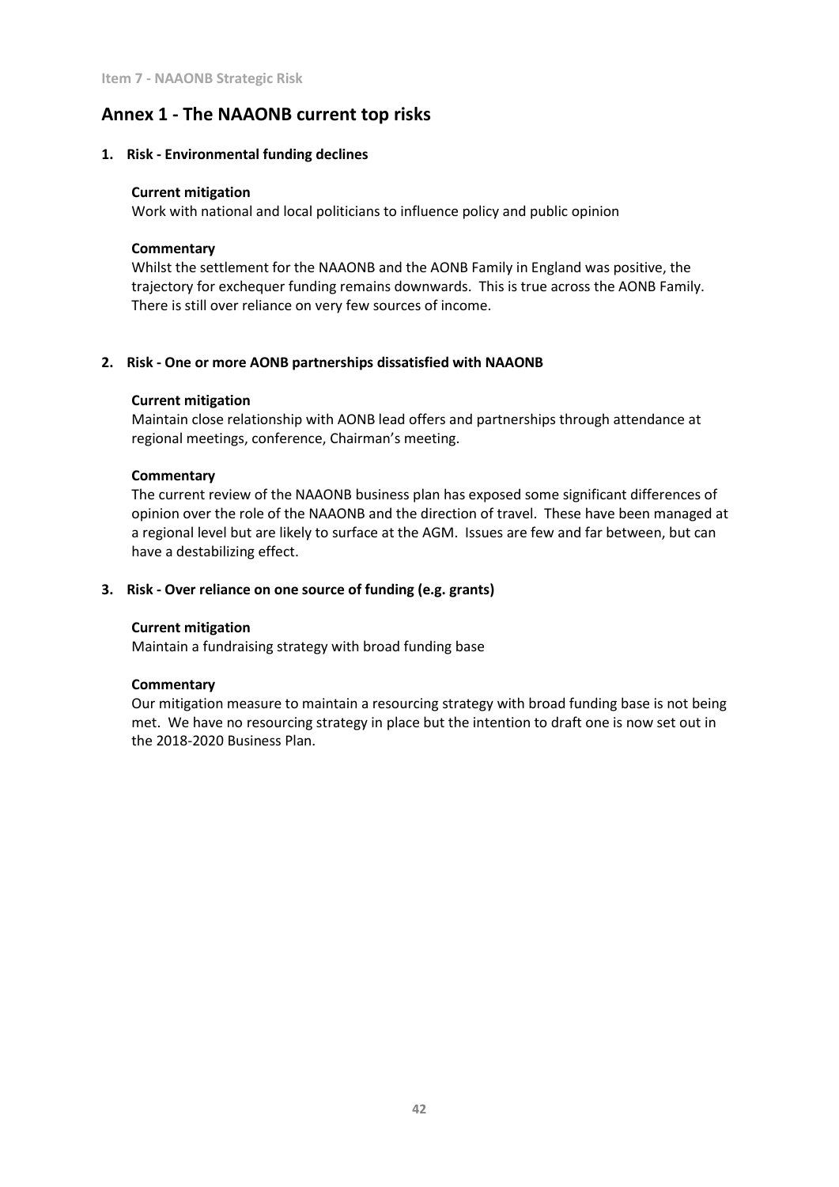## Annex 1 - The NAAONB current top risks

1. **Risk - Environmental funding declines**

   **Current mitigation**
   Work with national and local politicians to influence policy and public opinion

   **Commentary**
   Whilst the settlement for the NAAONB and the AONB Family in England was positive, the trajectory for exchequer funding remains downwards. This is true across the AONB Family. There is still over reliance on very few sources of income.

2. **Risk - One or more AONB partnerships dissatisfied with NAAONB**

   **Current mitigation**
   Maintain close relationship with AONB lead offers and partnerships through attendance at regional meetings, conference, Chairman's meeting.

   **Commentary**
   The current review of the NAAONB business plan has exposed some significant differences of opinion over the role of the NAAONB and the direction of travel. These have been managed at a regional level but are likely to surface at the AGM. Issues are few and far between, but can have a destabilizing effect.

3. **Risk - Over reliance on one source of funding (e.g. grants)**

   **Current mitigation**
   Maintain a fundraising strategy with broad funding base

   **Commentary**
   Our mitigation measure to maintain a resourcing strategy with broad funding base is not being met. We have no resourcing strategy in place but the intention to draft one is now set out in the 2018-2020 Business Plan.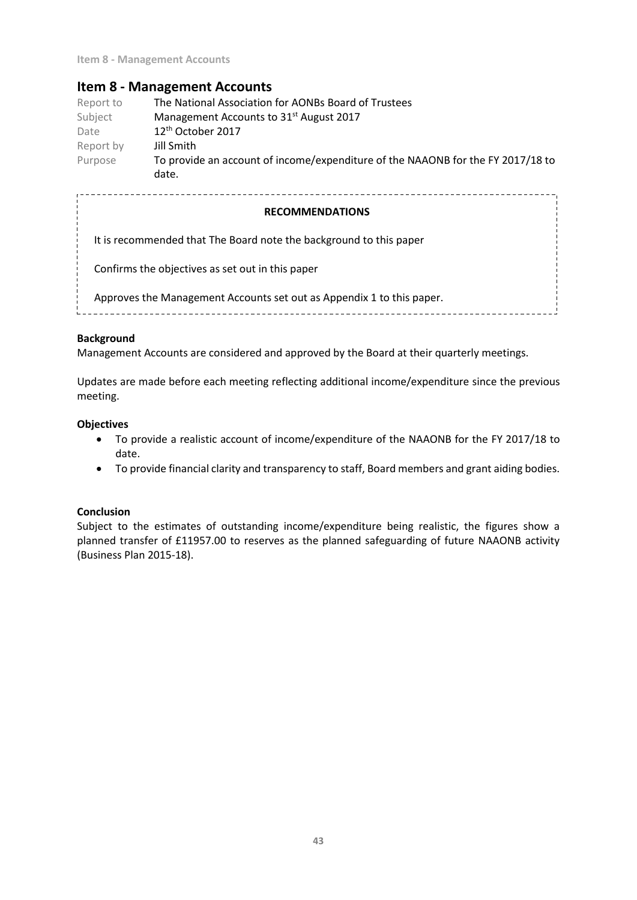## Item 8 - Management Accounts

| | |
|---|---|
| Report to | The National Association for AONBs Board of Trustees |
| Subject | Management Accounts to 31st August 2017 |
| Date | 12th October 2017 |
| Report by | Jill Smith |
| Purpose | To provide an account of income/expenditure of the NAAONB for the FY 2017/18 to date. |

**RECOMMENDATIONS**

It is recommended that The Board note the background to this paper

Confirms the objectives as set out in this paper

Approves the Management Accounts set out as Appendix 1 to this paper.

**Background**

Management Accounts are considered and approved by the Board at their quarterly meetings.

Updates are made before each meeting reflecting additional income/expenditure since the previous meeting.

**Objectives**

- To provide a realistic account of income/expenditure of the NAAONB for the FY 2017/18 to date.
- To provide financial clarity and transparency to staff, Board members and grant aiding bodies.

**Conclusion**

Subject to the estimates of outstanding income/expenditure being realistic, the figures show a planned transfer of £11957.00 to reserves as the planned safeguarding of future NAAONB activity (Business Plan 2015-18).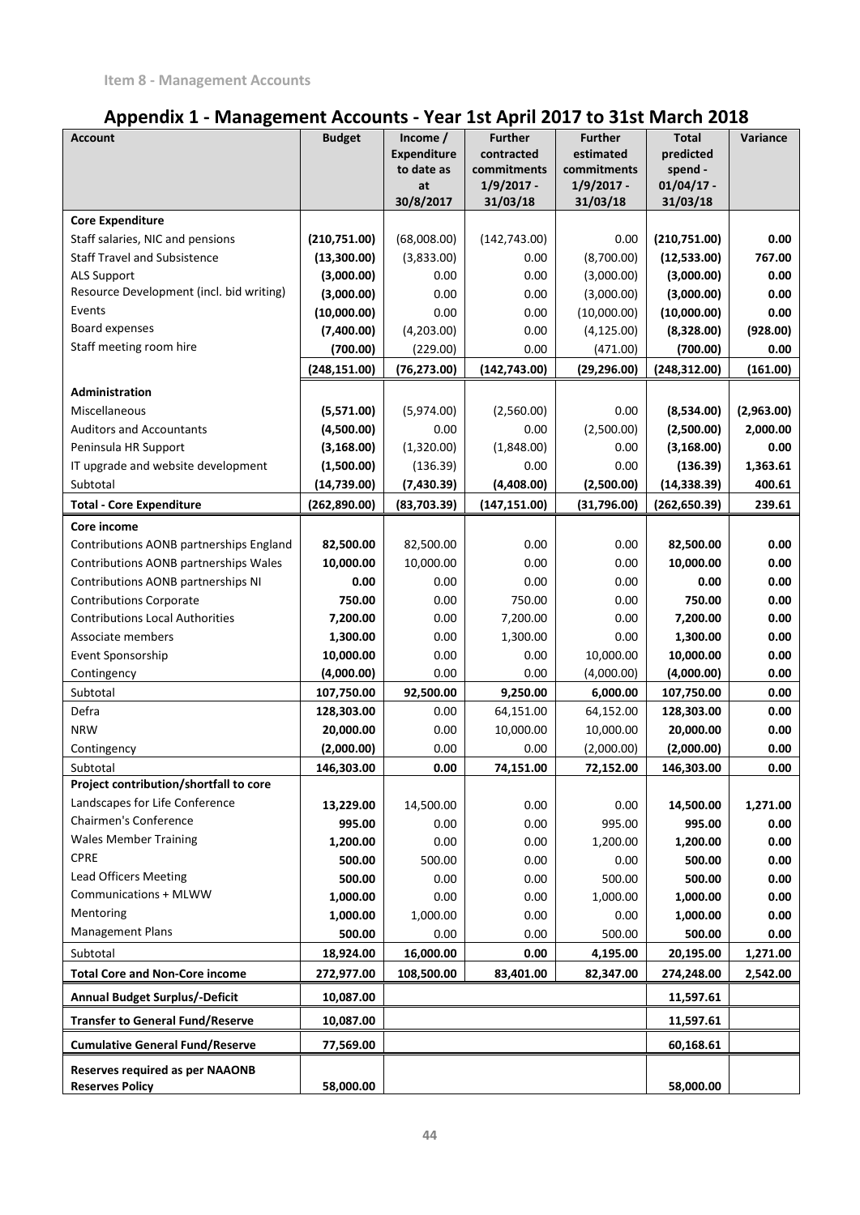Item 8 - Management Accounts

## Appendix 1 - Management Accounts - Year 1st April 2017 to 31st March 2018

| Account | Budget | Income / Expenditure to date as at 30/8/2017 | Further contracted commitments 1/9/2017 - 31/03/18 | Further estimated commitments 1/9/2017 - 31/03/18 | Total predicted spend - 01/04/17 - 31/03/18 | Variance |
|---|---|---|---|---|---|---|
| **Core Expenditure** | | | | | | |
| Staff salaries, NIC and pensions | **(210,751.00)** | (68,008.00) | (142,743.00) | 0.00 | **(210,751.00)** | **0.00** |
| Staff Travel and Subsistence | **(13,300.00)** | (3,833.00) | 0.00 | (8,700.00) | **(12,533.00)** | **767.00** |
| ALS Support | **(3,000.00)** | 0.00 | 0.00 | (3,000.00) | **(3,000.00)** | **0.00** |
| Resource Development (incl. bid writing) | **(3,000.00)** | 0.00 | 0.00 | (3,000.00) | **(3,000.00)** | **0.00** |
| Events | **(10,000.00)** | 0.00 | 0.00 | (10,000.00) | **(10,000.00)** | **0.00** |
| Board expenses | **(7,400.00)** | (4,203.00) | 0.00 | (4,125.00) | **(8,328.00)** | **(928.00)** |
| Staff meeting room hire | **(700.00)** | (229.00) | 0.00 | (471.00) | **(700.00)** | **0.00** |
| | **(248,151.00)** | **(76,273.00)** | **(142,743.00)** | **(29,296.00)** | **(248,312.00)** | **(161.00)** |
| **Administration** | | | | | | |
| Miscellaneous | **(5,571.00)** | (5,974.00) | (2,560.00) | 0.00 | **(8,534.00)** | **(2,963.00)** |
| Auditors and Accountants | **(4,500.00)** | 0.00 | 0.00 | (2,500.00) | **(2,500.00)** | **2,000.00** |
| Peninsula HR Support | **(3,168.00)** | (1,320.00) | (1,848.00) | 0.00 | **(3,168.00)** | **0.00** |
| IT upgrade and website development | **(1,500.00)** | (136.39) | 0.00 | 0.00 | **(136.39)** | **1,363.61** |
| Subtotal | **(14,739.00)** | **(7,430.39)** | **(4,408.00)** | **(2,500.00)** | **(14,338.39)** | **400.61** |
| **Total - Core Expenditure** | **(262,890.00)** | **(83,703.39)** | **(147,151.00)** | **(31,796.00)** | **(262,650.39)** | **239.61** |
| **Core income** | | | | | | |
| Contributions AONB partnerships England | **82,500.00** | 82,500.00 | 0.00 | 0.00 | **82,500.00** | **0.00** |
| Contributions AONB partnerships Wales | **10,000.00** | 10,000.00 | 0.00 | 0.00 | **10,000.00** | **0.00** |
| Contributions AONB partnerships NI | **0.00** | 0.00 | 0.00 | 0.00 | **0.00** | **0.00** |
| Contributions Corporate | **750.00** | 0.00 | 750.00 | 0.00 | **750.00** | **0.00** |
| Contributions Local Authorities | **7,200.00** | 0.00 | 7,200.00 | 0.00 | **7,200.00** | **0.00** |
| Associate members | **1,300.00** | 0.00 | 1,300.00 | 0.00 | **1,300.00** | **0.00** |
| Event Sponsorship | **10,000.00** | 0.00 | 0.00 | 10,000.00 | **10,000.00** | **0.00** |
| Contingency | **(4,000.00)** | 0.00 | 0.00 | (4,000.00) | **(4,000.00)** | **0.00** |
| Subtotal | **107,750.00** | **92,500.00** | **9,250.00** | **6,000.00** | **107,750.00** | **0.00** |
| Defra | **128,303.00** | 0.00 | 64,151.00 | 64,152.00 | **128,303.00** | **0.00** |
| NRW | **20,000.00** | 0.00 | 10,000.00 | 10,000.00 | **20,000.00** | **0.00** |
| Contingency | **(2,000.00)** | 0.00 | 0.00 | (2,000.00) | **(2,000.00)** | **0.00** |
| Subtotal | **146,303.00** | **0.00** | **74,151.00** | **72,152.00** | **146,303.00** | **0.00** |
| **Project contribution/shortfall to core** | | | | | | |
| Landscapes for Life Conference | **13,229.00** | 14,500.00 | 0.00 | 0.00 | **14,500.00** | **1,271.00** |
| Chairmen's Conference | **995.00** | 0.00 | 0.00 | 995.00 | **995.00** | **0.00** |
| Wales Member Training | **1,200.00** | 0.00 | 0.00 | 1,200.00 | **1,200.00** | **0.00** |
| CPRE | **500.00** | 500.00 | 0.00 | 0.00 | **500.00** | **0.00** |
| Lead Officers Meeting | **500.00** | 0.00 | 0.00 | 500.00 | **500.00** | **0.00** |
| Communications + MLWW | **1,000.00** | 0.00 | 0.00 | 1,000.00 | **1,000.00** | **0.00** |
| Mentoring | **1,000.00** | 1,000.00 | 0.00 | 0.00 | **1,000.00** | **0.00** |
| Management Plans | **500.00** | 0.00 | 0.00 | 500.00 | **500.00** | **0.00** |
| Subtotal | **18,924.00** | **16,000.00** | **0.00** | **4,195.00** | **20,195.00** | **1,271.00** |
| **Total Core and Non-Core income** | **272,977.00** | **108,500.00** | **83,401.00** | **82,347.00** | **274,248.00** | **2,542.00** |
| **Annual Budget Surplus/-Deficit** | **10,087.00** | | | | **11,597.61** | |
| **Transfer to General Fund/Reserve** | **10,087.00** | | | | **11,597.61** | |
| **Cumulative General Fund/Reserve** | **77,569.00** | | | | **60,168.61** | |
| **Reserves required as per NAAONB Reserves Policy** | **58,000.00** | | | | **58,000.00** | |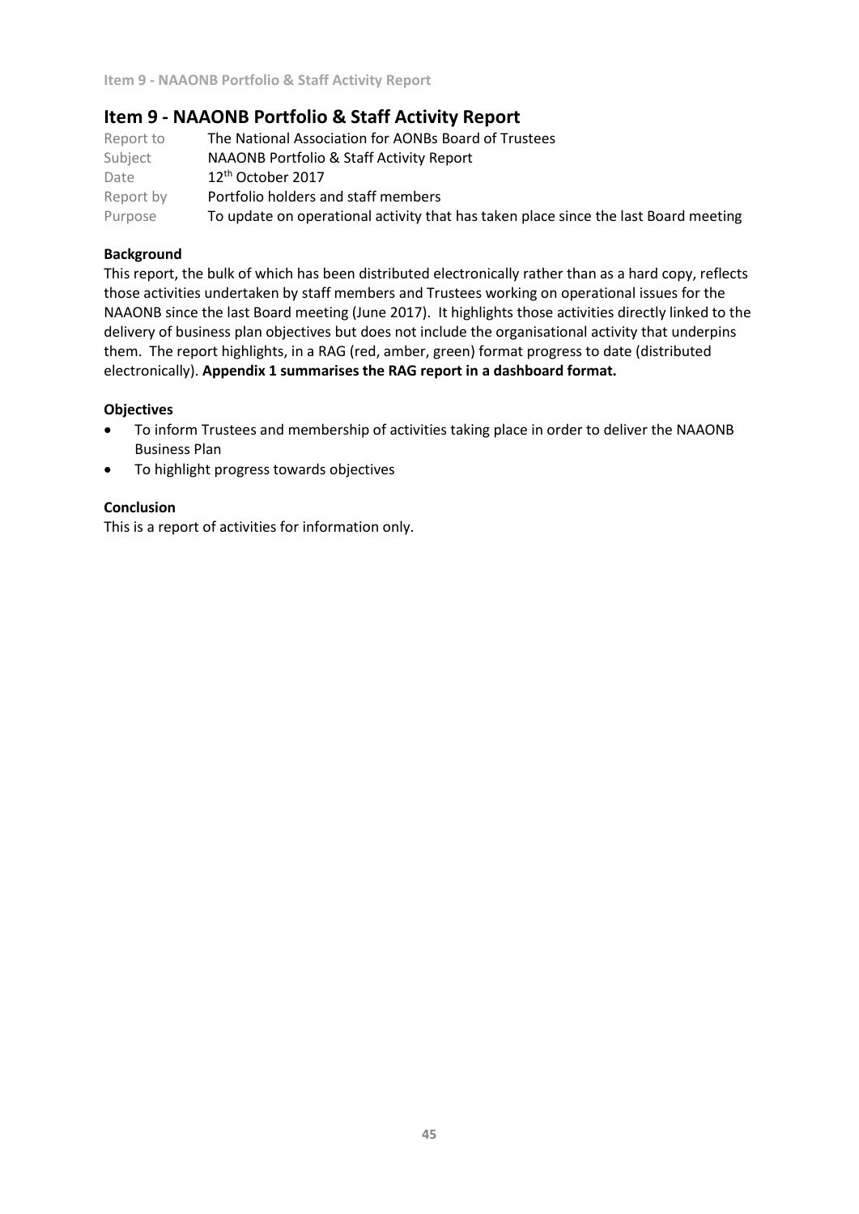## Item 9 - NAAONB Portfolio & Staff Activity Report

| | |
|---|---|
| Report to | The National Association for AONBs Board of Trustees |
| Subject | NAAONB Portfolio & Staff Activity Report |
| Date | 12th October 2017 |
| Report by | Portfolio holders and staff members |
| Purpose | To update on operational activity that has taken place since the last Board meeting |

**Background**

This report, the bulk of which has been distributed electronically rather than as a hard copy, reflects those activities undertaken by staff members and Trustees working on operational issues for the NAAONB since the last Board meeting (June 2017). It highlights those activities directly linked to the delivery of business plan objectives but does not include the organisational activity that underpins them. The report highlights, in a RAG (red, amber, green) format progress to date (distributed electronically). **Appendix 1 summarises the RAG report in a dashboard format.**

**Objectives**

- To inform Trustees and membership of activities taking place in order to deliver the NAAONB Business Plan
- To highlight progress towards objectives

**Conclusion**

This is a report of activities for information only.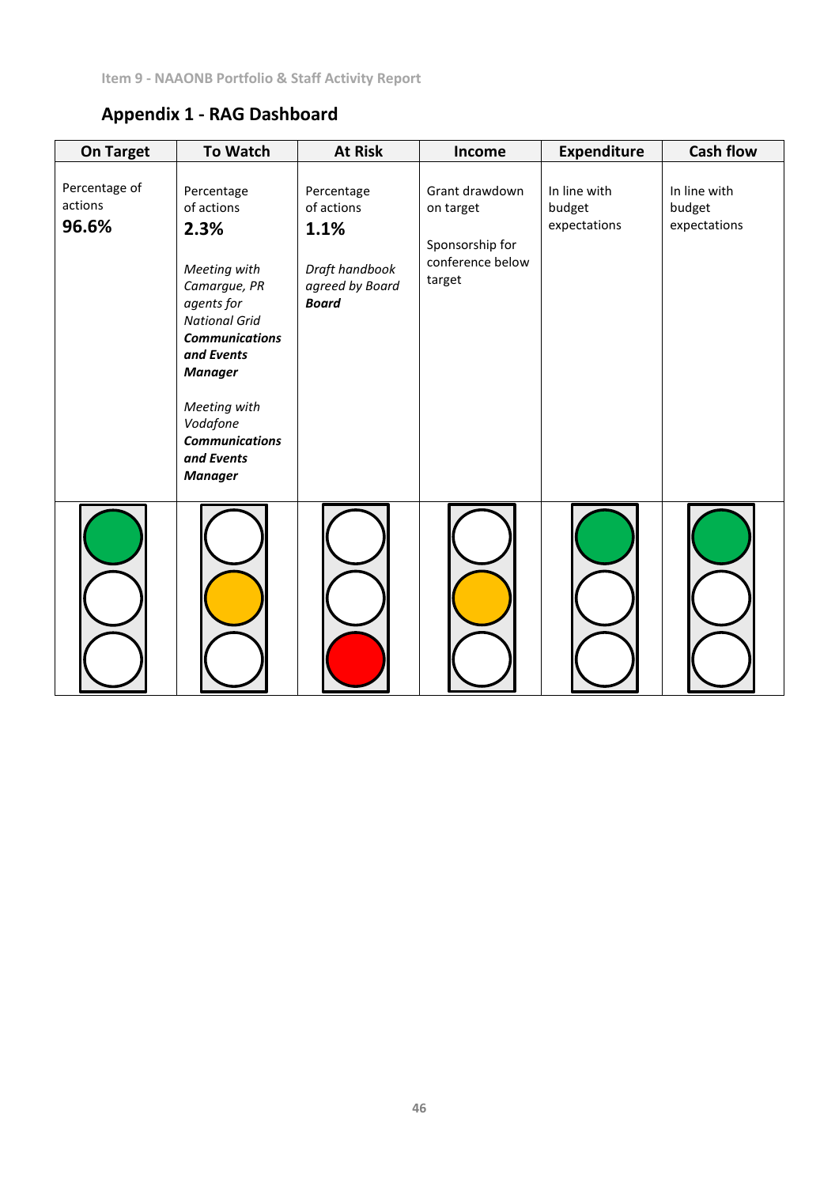## Appendix 1 - RAG Dashboard

| On Target | To Watch | At Risk | Income | Expenditure | Cash flow |
|---|---|---|---|---|---|
| Percentage of actions<br>**96.6%** | Percentage of actions<br>**2.3%**<br><br>*Meeting with Camargue, PR agents for National Grid* ***Communications and Events Manager***<br><br>*Meeting with Vodafone* ***Communications and Events Manager*** | Percentage of actions<br>**1.1%**<br><br>*Draft handbook agreed by Board* ***Board*** | Grant drawdown on target<br><br>Sponsorship for conference below target | In line with budget expectations | In line with budget expectations |
| Green | Amber | Red | Amber | Green | Green |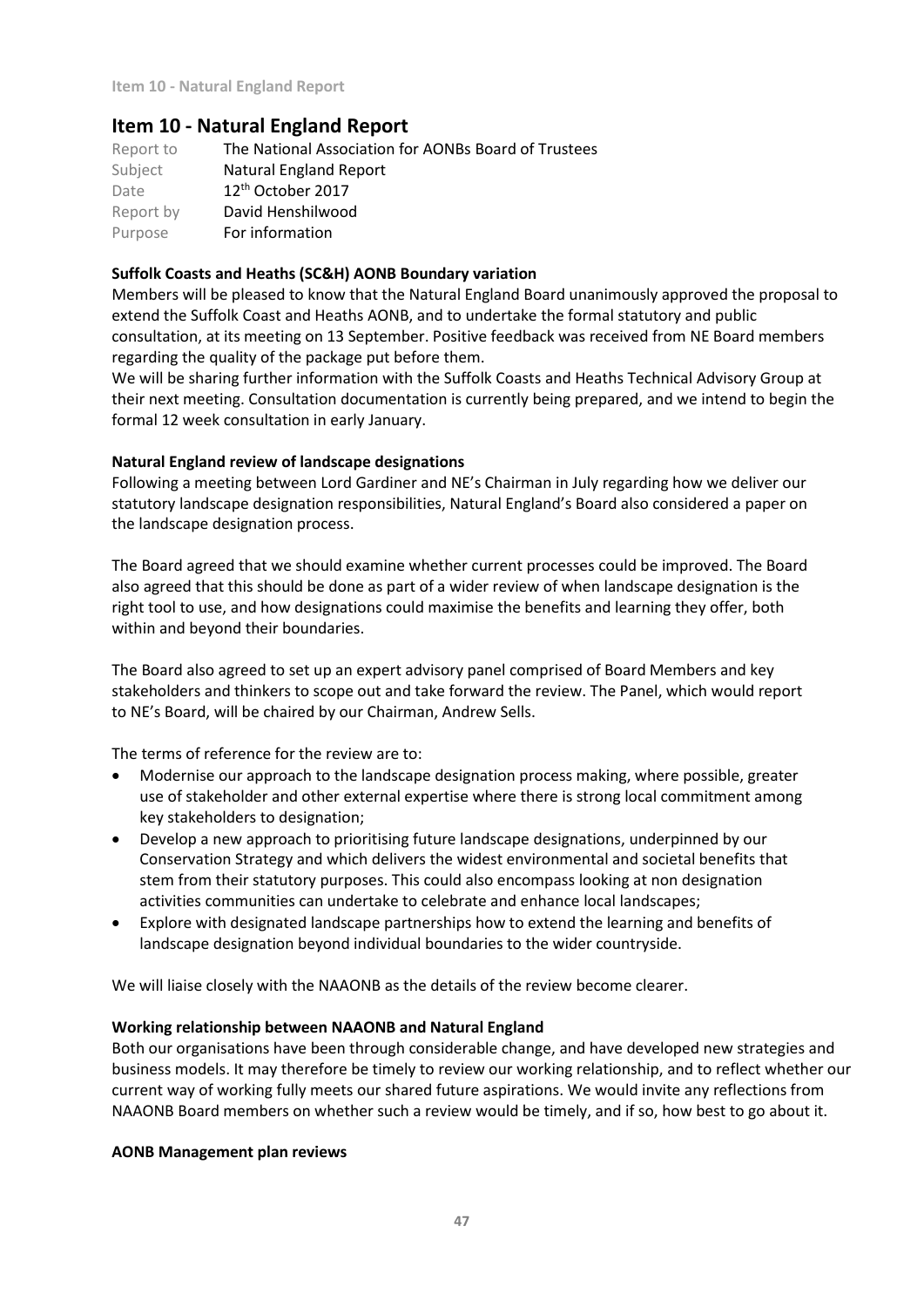# Item 10 - Natural England Report

| | |
|---|---|
| Report to | The National Association for AONBs Board of Trustees |
| Subject | Natural England Report |
| Date | 12th October 2017 |
| Report by | David Henshilwood |
| Purpose | For information |

**Suffolk Coasts and Heaths (SC&H) AONB Boundary variation**

Members will be pleased to know that the Natural England Board unanimously approved the proposal to extend the Suffolk Coast and Heaths AONB, and to undertake the formal statutory and public consultation, at its meeting on 13 September. Positive feedback was received from NE Board members regarding the quality of the package put before them.

We will be sharing further information with the Suffolk Coasts and Heaths Technical Advisory Group at their next meeting. Consultation documentation is currently being prepared, and we intend to begin the formal 12 week consultation in early January.

**Natural England review of landscape designations**

Following a meeting between Lord Gardiner and NE's Chairman in July regarding how we deliver our statutory landscape designation responsibilities, Natural England's Board also considered a paper on the landscape designation process.

The Board agreed that we should examine whether current processes could be improved. The Board also agreed that this should be done as part of a wider review of when landscape designation is the right tool to use, and how designations could maximise the benefits and learning they offer, both within and beyond their boundaries.

The Board also agreed to set up an expert advisory panel comprised of Board Members and key stakeholders and thinkers to scope out and take forward the review. The Panel, which would report to NE's Board, will be chaired by our Chairman, Andrew Sells.

The terms of reference for the review are to:

- Modernise our approach to the landscape designation process making, where possible, greater use of stakeholder and other external expertise where there is strong local commitment among key stakeholders to designation;
- Develop a new approach to prioritising future landscape designations, underpinned by our Conservation Strategy and which delivers the widest environmental and societal benefits that stem from their statutory purposes. This could also encompass looking at non designation activities communities can undertake to celebrate and enhance local landscapes;
- Explore with designated landscape partnerships how to extend the learning and benefits of landscape designation beyond individual boundaries to the wider countryside.

We will liaise closely with the NAAONB as the details of the review become clearer.

**Working relationship between NAAONB and Natural England**

Both our organisations have been through considerable change, and have developed new strategies and business models. It may therefore be timely to review our working relationship, and to reflect whether our current way of working fully meets our shared future aspirations. We would invite any reflections from NAAONB Board members on whether such a review would be timely, and if so, how best to go about it.

**AONB Management plan reviews**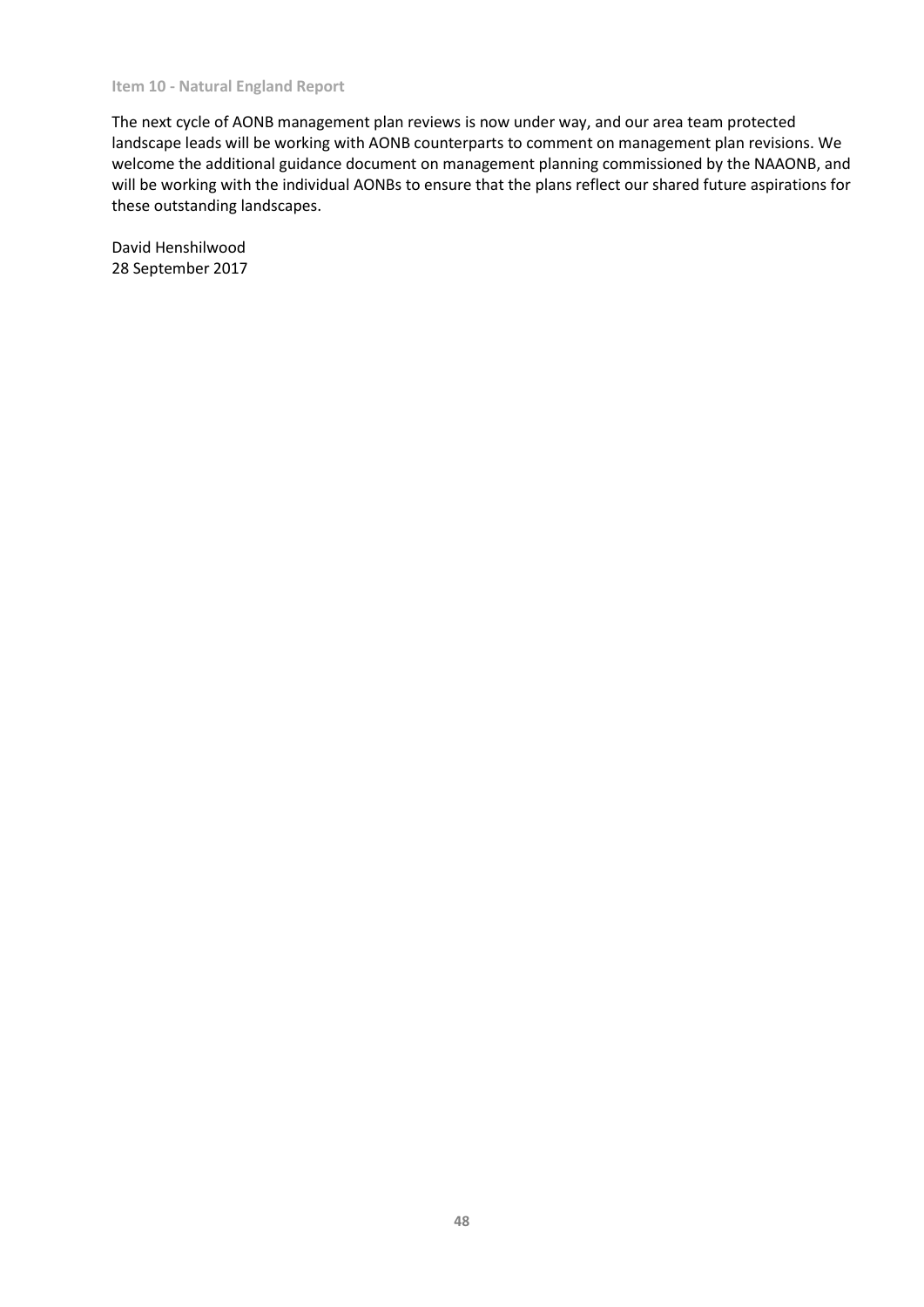### Item 10 - Natural England Report

The next cycle of AONB management plan reviews is now under way, and our area team protected landscape leads will be working with AONB counterparts to comment on management plan revisions. We welcome the additional guidance document on management planning commissioned by the NAAONB, and will be working with the individual AONBs to ensure that the plans reflect our shared future aspirations for these outstanding landscapes.

David Henshilwood
28 September 2017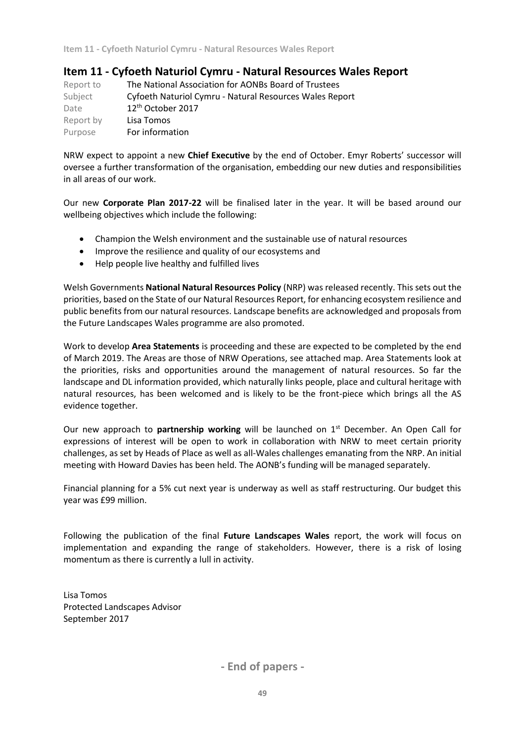## Item 11 - Cyfoeth Naturiol Cymru - Natural Resources Wales Report

| | |
|---|---|
| Report to | The National Association for AONBs Board of Trustees |
| Subject | Cyfoeth Naturiol Cymru - Natural Resources Wales Report |
| Date | 12th October 2017 |
| Report by | Lisa Tomos |
| Purpose | For information |

NRW expect to appoint a new **Chief Executive** by the end of October. Emyr Roberts' successor will oversee a further transformation of the organisation, embedding our new duties and responsibilities in all areas of our work.

Our new **Corporate Plan 2017-22** will be finalised later in the year. It will be based around our wellbeing objectives which include the following:

- Champion the Welsh environment and the sustainable use of natural resources
- Improve the resilience and quality of our ecosystems and
- Help people live healthy and fulfilled lives

Welsh Governments **National Natural Resources Policy** (NRP) was released recently. This sets out the priorities, based on the State of our Natural Resources Report, for enhancing ecosystem resilience and public benefits from our natural resources. Landscape benefits are acknowledged and proposals from the Future Landscapes Wales programme are also promoted.

Work to develop **Area Statements** is proceeding and these are expected to be completed by the end of March 2019. The Areas are those of NRW Operations, see attached map. Area Statements look at the priorities, risks and opportunities around the management of natural resources. So far the landscape and DL information provided, which naturally links people, place and cultural heritage with natural resources, has been welcomed and is likely to be the front-piece which brings all the AS evidence together.

Our new approach to **partnership working** will be launched on 1st December. An Open Call for expressions of interest will be open to work in collaboration with NRW to meet certain priority challenges, as set by Heads of Place as well as all-Wales challenges emanating from the NRP. An initial meeting with Howard Davies has been held. The AONB's funding will be managed separately.

Financial planning for a 5% cut next year is underway as well as staff restructuring. Our budget this year was £99 million.

Following the publication of the final **Future Landscapes Wales** report, the work will focus on implementation and expanding the range of stakeholders. However, there is a risk of losing momentum as there is currently a lull in activity.

Lisa Tomos
Protected Landscapes Advisor
September 2017

**- End of papers -**